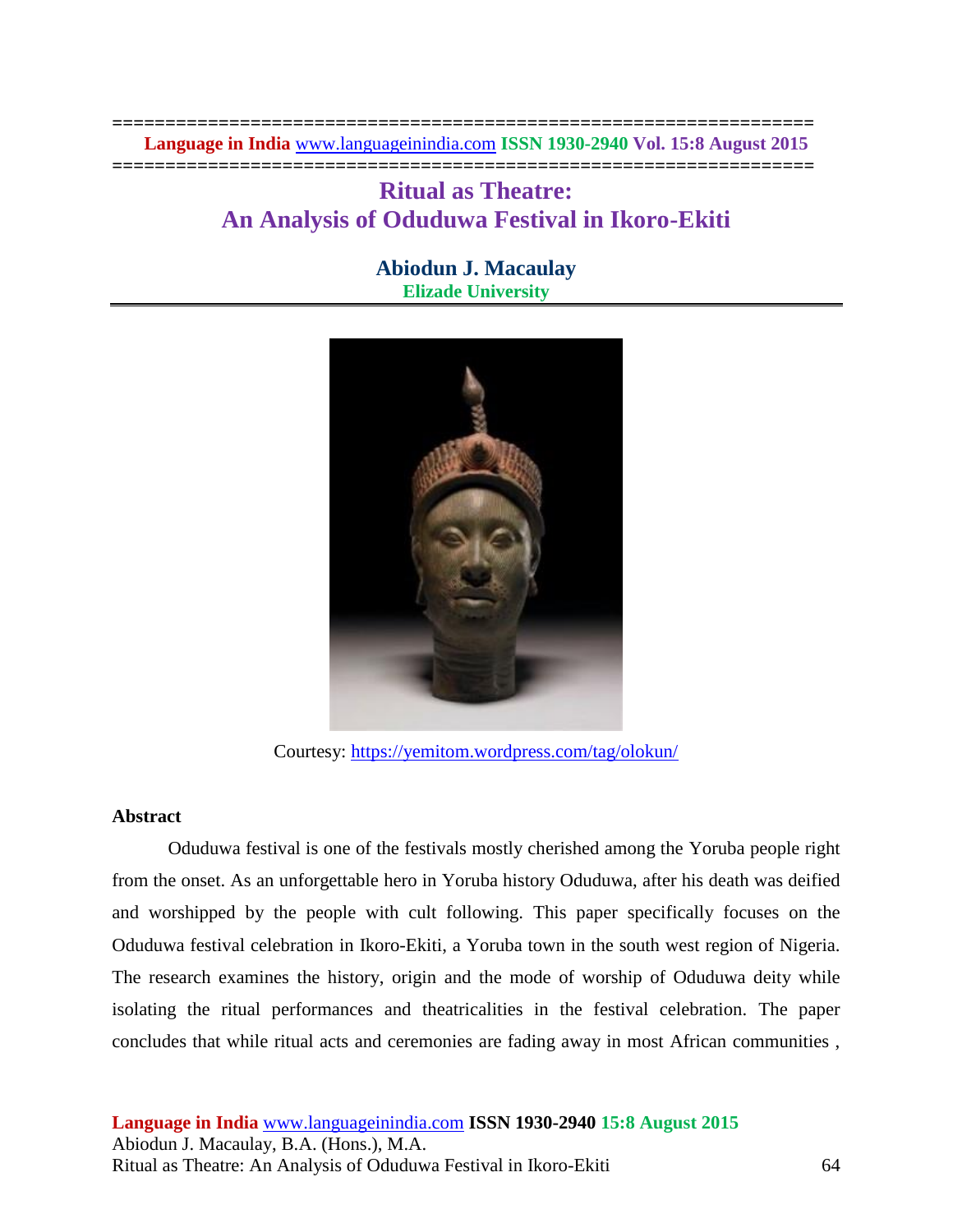# Ritual as Theatre: An Analysis of Oduduwa Festival in Ikoro-Ekiti

**Abiodun J. Macaulay**
**Elizade University**

Courtesy: https://yemitom.wordpress.com/tag/olokun/

**Abstract**

Oduduwa festival is one of the festivals mostly cherished among the Yoruba people right from the onset. As an unforgettable hero in Yoruba history Oduduwa, after his death was deified and worshipped by the people with cult following. This paper specifically focuses on the Oduduwa festival celebration in Ikoro-Ekiti, a Yoruba town in the south west region of Nigeria. The research examines the history, origin and the mode of worship of Oduduwa deity while isolating the ritual performances and theatricalities in the festival celebration. The paper concludes that while ritual acts and ceremonies are fading away in most African communities ,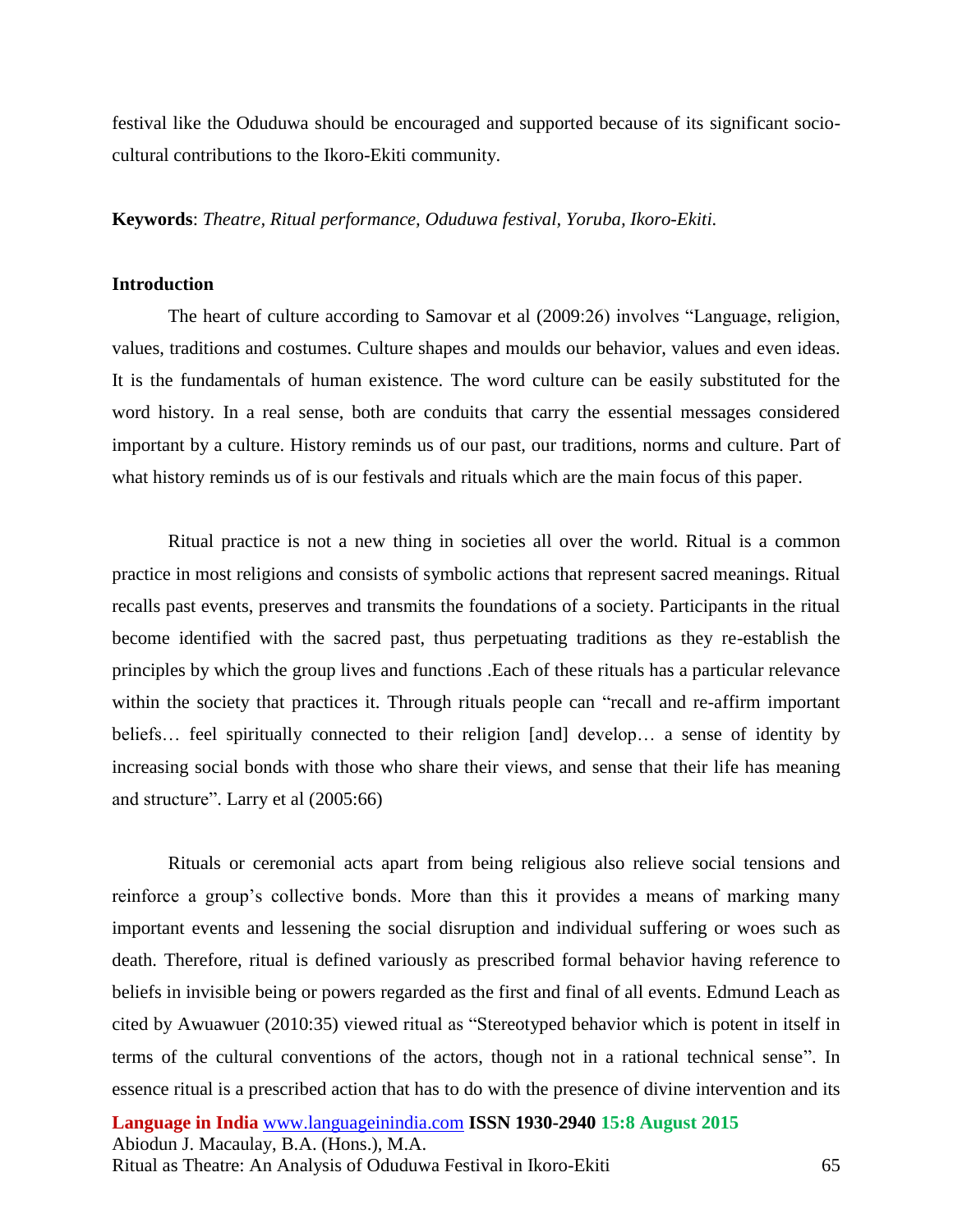festival like the Oduduwa should be encouraged and supported because of its significant socio-cultural contributions to the Ikoro-Ekiti community.

**Keywords**: *Theatre, Ritual performance, Oduduwa festival, Yoruba, Ikoro-Ekiti.*

## Introduction

The heart of culture according to Samovar et al (2009:26) involves "Language, religion, values, traditions and costumes. Culture shapes and moulds our behavior, values and even ideas. It is the fundamentals of human existence. The word culture can be easily substituted for the word history. In a real sense, both are conduits that carry the essential messages considered important by a culture. History reminds us of our past, our traditions, norms and culture. Part of what history reminds us of is our festivals and rituals which are the main focus of this paper.

Ritual practice is not a new thing in societies all over the world. Ritual is a common practice in most religions and consists of symbolic actions that represent sacred meanings. Ritual recalls past events, preserves and transmits the foundations of a society. Participants in the ritual become identified with the sacred past, thus perpetuating traditions as they re-establish the principles by which the group lives and functions .Each of these rituals has a particular relevance within the society that practices it. Through rituals people can "recall and re-affirm important beliefs… feel spiritually connected to their religion [and] develop… a sense of identity by increasing social bonds with those who share their views, and sense that their life has meaning and structure". Larry et al (2005:66)

Rituals or ceremonial acts apart from being religious also relieve social tensions and reinforce a group's collective bonds. More than this it provides a means of marking many important events and lessening the social disruption and individual suffering or woes such as death. Therefore, ritual is defined variously as prescribed formal behavior having reference to beliefs in invisible being or powers regarded as the first and final of all events. Edmund Leach as cited by Awuawuer (2010:35) viewed ritual as "Stereotyped behavior which is potent in itself in terms of the cultural conventions of the actors, though not in a rational technical sense". In essence ritual is a prescribed action that has to do with the presence of divine intervention and its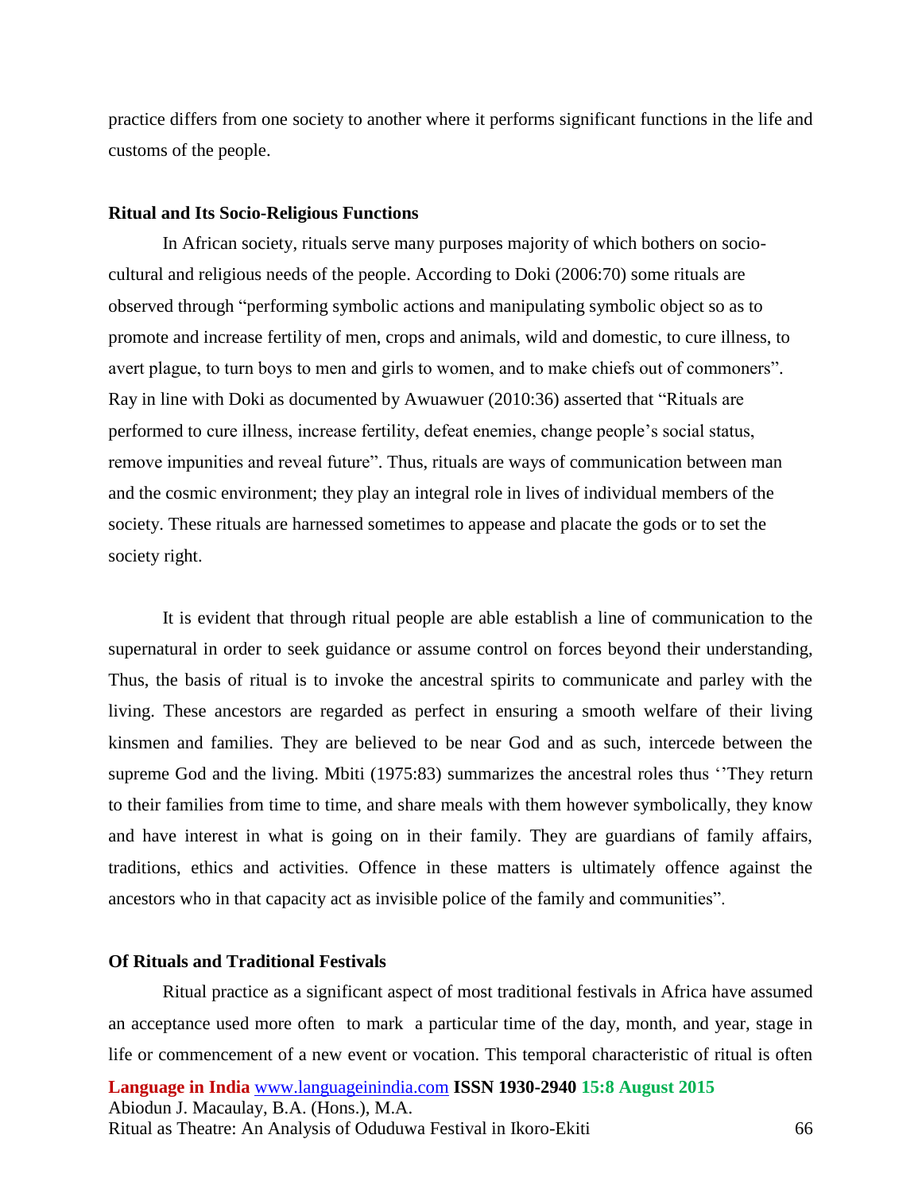practice differs from one society to another where it performs significant functions in the life and customs of the people.

## Ritual and Its Socio-Religious Functions

In African society, rituals serve many purposes majority of which bothers on socio-cultural and religious needs of the people. According to Doki (2006:70) some rituals are observed through "performing symbolic actions and manipulating symbolic object so as to promote and increase fertility of men, crops and animals, wild and domestic, to cure illness, to avert plague, to turn boys to men and girls to women, and to make chiefs out of commoners". Ray in line with Doki as documented by Awuawuer (2010:36) asserted that "Rituals are performed to cure illness, increase fertility, defeat enemies, change people's social status, remove impunities and reveal future". Thus, rituals are ways of communication between man and the cosmic environment; they play an integral role in lives of individual members of the society. These rituals are harnessed sometimes to appease and placate the gods or to set the society right.

It is evident that through ritual people are able establish a line of communication to the supernatural in order to seek guidance or assume control on forces beyond their understanding, Thus, the basis of ritual is to invoke the ancestral spirits to communicate and parley with the living. These ancestors are regarded as perfect in ensuring a smooth welfare of their living kinsmen and families. They are believed to be near God and as such, intercede between the supreme God and the living. Mbiti (1975:83) summarizes the ancestral roles thus ''They return to their families from time to time, and share meals with them however symbolically, they know and have interest in what is going on in their family. They are guardians of family affairs, traditions, ethics and activities. Offence in these matters is ultimately offence against the ancestors who in that capacity act as invisible police of the family and communities".

## Of Rituals and Traditional Festivals

Ritual practice as a significant aspect of most traditional festivals in Africa have assumed an acceptance used more often to mark a particular time of the day, month, and year, stage in life or commencement of a new event or vocation. This temporal characteristic of ritual is often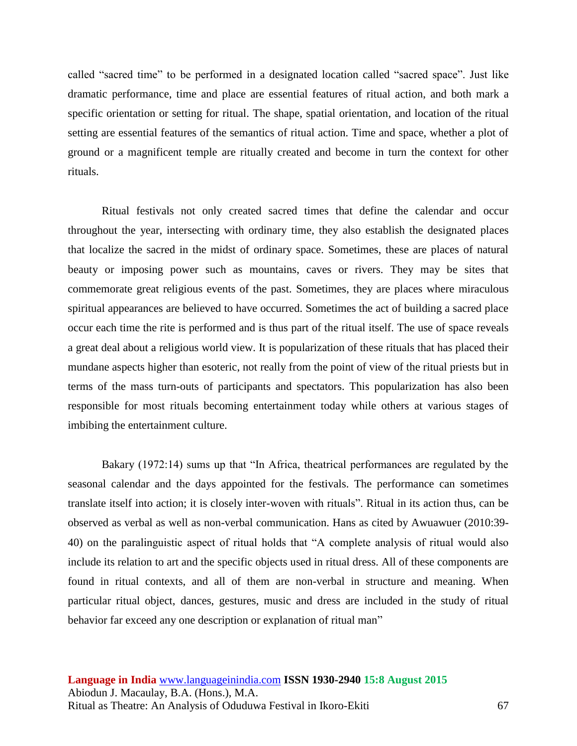called "sacred time" to be performed in a designated location called "sacred space". Just like dramatic performance, time and place are essential features of ritual action, and both mark a specific orientation or setting for ritual. The shape, spatial orientation, and location of the ritual setting are essential features of the semantics of ritual action. Time and space, whether a plot of ground or a magnificent temple are ritually created and become in turn the context for other rituals.

Ritual festivals not only created sacred times that define the calendar and occur throughout the year, intersecting with ordinary time, they also establish the designated places that localize the sacred in the midst of ordinary space. Sometimes, these are places of natural beauty or imposing power such as mountains, caves or rivers. They may be sites that commemorate great religious events of the past. Sometimes, they are places where miraculous spiritual appearances are believed to have occurred. Sometimes the act of building a sacred place occur each time the rite is performed and is thus part of the ritual itself. The use of space reveals a great deal about a religious world view. It is popularization of these rituals that has placed their mundane aspects higher than esoteric, not really from the point of view of the ritual priests but in terms of the mass turn-outs of participants and spectators. This popularization has also been responsible for most rituals becoming entertainment today while others at various stages of imbibing the entertainment culture.

Bakary (1972:14) sums up that "In Africa, theatrical performances are regulated by the seasonal calendar and the days appointed for the festivals. The performance can sometimes translate itself into action; it is closely inter-woven with rituals". Ritual in its action thus, can be observed as verbal as well as non-verbal communication. Hans as cited by Awuawuer (2010:39-40) on the paralinguistic aspect of ritual holds that "A complete analysis of ritual would also include its relation to art and the specific objects used in ritual dress. All of these components are found in ritual contexts, and all of them are non-verbal in structure and meaning. When particular ritual object, dances, gestures, music and dress are included in the study of ritual behavior far exceed any one description or explanation of ritual man"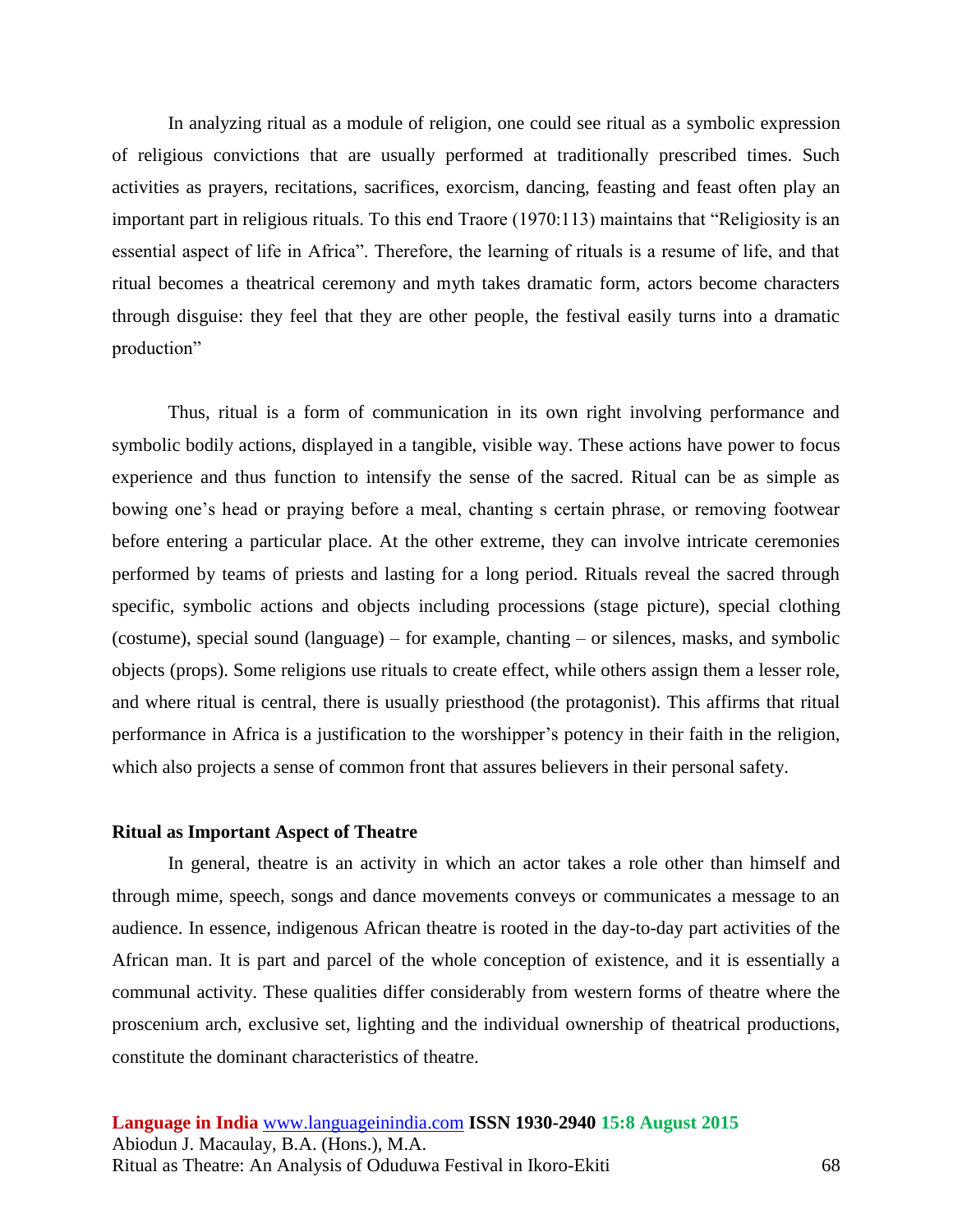In analyzing ritual as a module of religion, one could see ritual as a symbolic expression of religious convictions that are usually performed at traditionally prescribed times. Such activities as prayers, recitations, sacrifices, exorcism, dancing, feasting and feast often play an important part in religious rituals. To this end Traore (1970:113) maintains that "Religiosity is an essential aspect of life in Africa". Therefore, the learning of rituals is a resume of life, and that ritual becomes a theatrical ceremony and myth takes dramatic form, actors become characters through disguise: they feel that they are other people, the festival easily turns into a dramatic production"

Thus, ritual is a form of communication in its own right involving performance and symbolic bodily actions, displayed in a tangible, visible way. These actions have power to focus experience and thus function to intensify the sense of the sacred. Ritual can be as simple as bowing one's head or praying before a meal, chanting s certain phrase, or removing footwear before entering a particular place. At the other extreme, they can involve intricate ceremonies performed by teams of priests and lasting for a long period. Rituals reveal the sacred through specific, symbolic actions and objects including processions (stage picture), special clothing (costume), special sound (language) – for example, chanting – or silences, masks, and symbolic objects (props). Some religions use rituals to create effect, while others assign them a lesser role, and where ritual is central, there is usually priesthood (the protagonist). This affirms that ritual performance in Africa is a justification to the worshipper's potency in their faith in the religion, which also projects a sense of common front that assures believers in their personal safety.

### Ritual as Important Aspect of Theatre

In general, theatre is an activity in which an actor takes a role other than himself and through mime, speech, songs and dance movements conveys or communicates a message to an audience. In essence, indigenous African theatre is rooted in the day-to-day part activities of the African man. It is part and parcel of the whole conception of existence, and it is essentially a communal activity. These qualities differ considerably from western forms of theatre where the proscenium arch, exclusive set, lighting and the individual ownership of theatrical productions, constitute the dominant characteristics of theatre.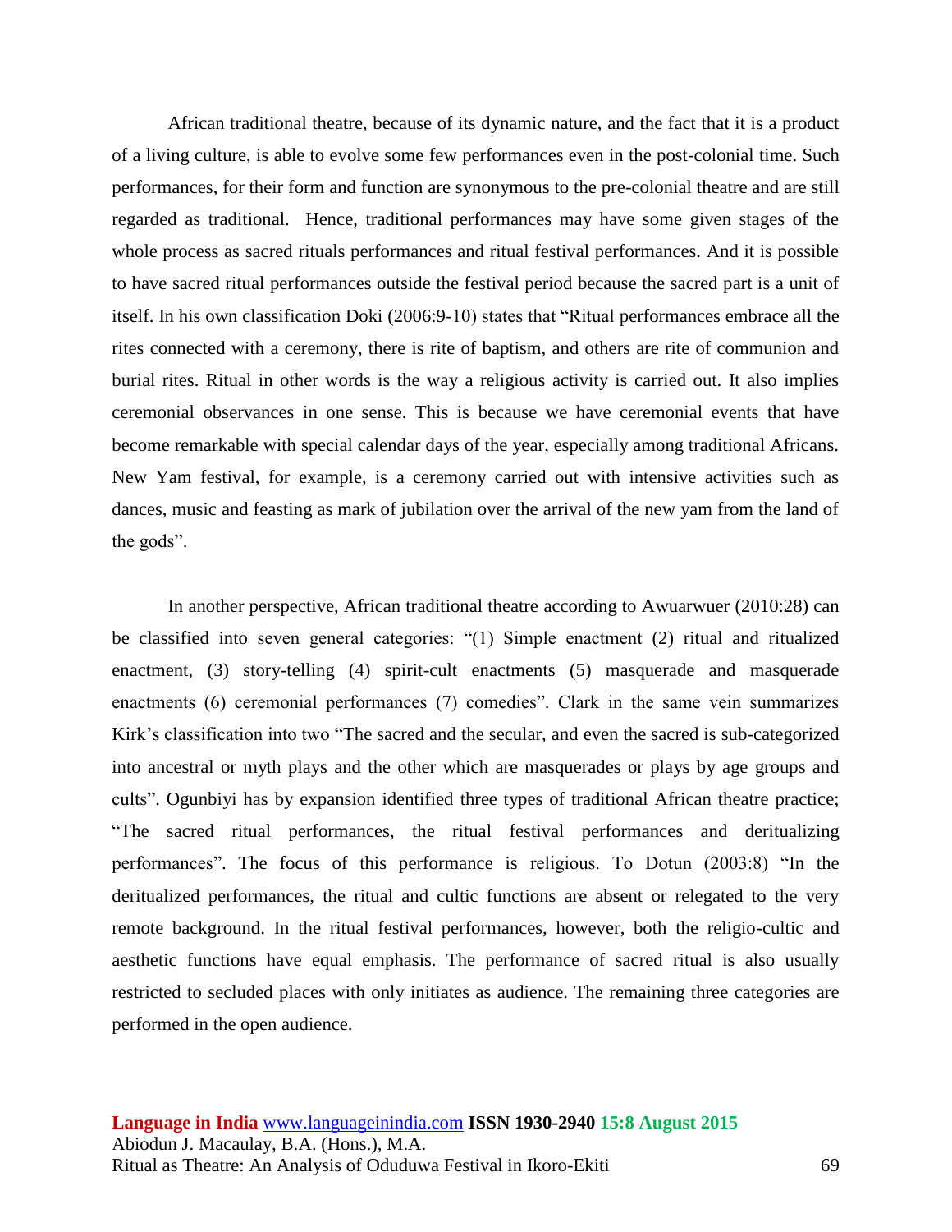African traditional theatre, because of its dynamic nature, and the fact that it is a product of a living culture, is able to evolve some few performances even in the post-colonial time. Such performances, for their form and function are synonymous to the pre-colonial theatre and are still regarded as traditional. Hence, traditional performances may have some given stages of the whole process as sacred rituals performances and ritual festival performances. And it is possible to have sacred ritual performances outside the festival period because the sacred part is a unit of itself. In his own classification Doki (2006:9-10) states that "Ritual performances embrace all the rites connected with a ceremony, there is rite of baptism, and others are rite of communion and burial rites. Ritual in other words is the way a religious activity is carried out. It also implies ceremonial observances in one sense. This is because we have ceremonial events that have become remarkable with special calendar days of the year, especially among traditional Africans. New Yam festival, for example, is a ceremony carried out with intensive activities such as dances, music and feasting as mark of jubilation over the arrival of the new yam from the land of the gods".

In another perspective, African traditional theatre according to Awuarwuer (2010:28) can be classified into seven general categories: "(1) Simple enactment (2) ritual and ritualized enactment, (3) story-telling (4) spirit-cult enactments (5) masquerade and masquerade enactments (6) ceremonial performances (7) comedies". Clark in the same vein summarizes Kirk's classification into two "The sacred and the secular, and even the sacred is sub-categorized into ancestral or myth plays and the other which are masquerades or plays by age groups and cults". Ogunbiyi has by expansion identified three types of traditional African theatre practice; "The sacred ritual performances, the ritual festival performances and deritualizing performances". The focus of this performance is religious. To Dotun (2003:8) "In the deritualized performances, the ritual and cultic functions are absent or relegated to the very remote background. In the ritual festival performances, however, both the religio-cultic and aesthetic functions have equal emphasis. The performance of sacred ritual is also usually restricted to secluded places with only initiates as audience. The remaining three categories are performed in the open audience.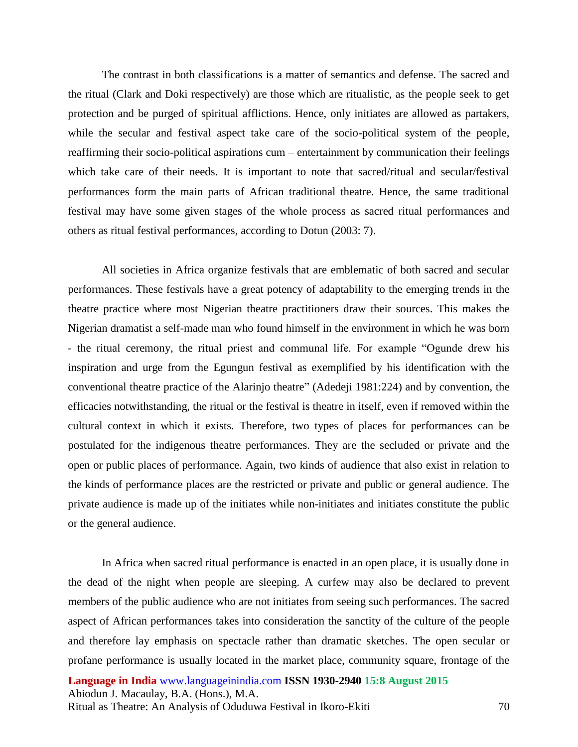The contrast in both classifications is a matter of semantics and defense. The sacred and the ritual (Clark and Doki respectively) are those which are ritualistic, as the people seek to get protection and be purged of spiritual afflictions. Hence, only initiates are allowed as partakers, while the secular and festival aspect take care of the socio-political system of the people, reaffirming their socio-political aspirations cum – entertainment by communication their feelings which take care of their needs. It is important to note that sacred/ritual and secular/festival performances form the main parts of African traditional theatre. Hence, the same traditional festival may have some given stages of the whole process as sacred ritual performances and others as ritual festival performances, according to Dotun (2003: 7).

All societies in Africa organize festivals that are emblematic of both sacred and secular performances. These festivals have a great potency of adaptability to the emerging trends in the theatre practice where most Nigerian theatre practitioners draw their sources. This makes the Nigerian dramatist a self-made man who found himself in the environment in which he was born - the ritual ceremony, the ritual priest and communal life. For example "Ogunde drew his inspiration and urge from the Egungun festival as exemplified by his identification with the conventional theatre practice of the Alarinjo theatre" (Adedeji 1981:224) and by convention, the efficacies notwithstanding, the ritual or the festival is theatre in itself, even if removed within the cultural context in which it exists. Therefore, two types of places for performances can be postulated for the indigenous theatre performances. They are the secluded or private and the open or public places of performance. Again, two kinds of audience that also exist in relation to the kinds of performance places are the restricted or private and public or general audience. The private audience is made up of the initiates while non-initiates and initiates constitute the public or the general audience.

In Africa when sacred ritual performance is enacted in an open place, it is usually done in the dead of the night when people are sleeping. A curfew may also be declared to prevent members of the public audience who are not initiates from seeing such performances. The sacred aspect of African performances takes into consideration the sanctity of the culture of the people and therefore lay emphasis on spectacle rather than dramatic sketches. The open secular or profane performance is usually located in the market place, community square, frontage of the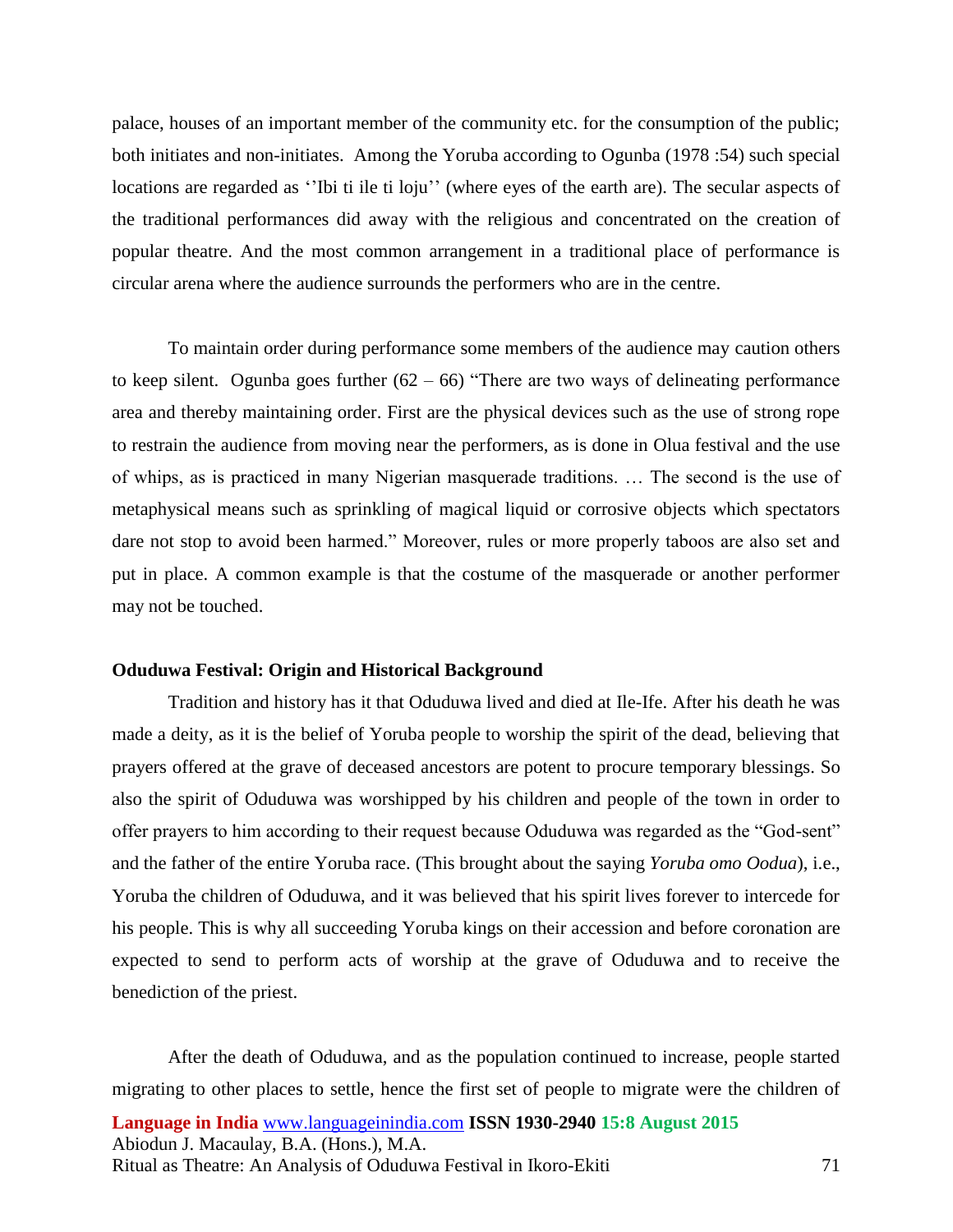palace, houses of an important member of the community etc. for the consumption of the public; both initiates and non-initiates. Among the Yoruba according to Ogunba (1978 :54) such special locations are regarded as ''Ibi ti ile ti loju'' (where eyes of the earth are). The secular aspects of the traditional performances did away with the religious and concentrated on the creation of popular theatre. And the most common arrangement in a traditional place of performance is circular arena where the audience surrounds the performers who are in the centre.

To maintain order during performance some members of the audience may caution others to keep silent. Ogunba goes further (62 – 66) "There are two ways of delineating performance area and thereby maintaining order. First are the physical devices such as the use of strong rope to restrain the audience from moving near the performers, as is done in Olua festival and the use of whips, as is practiced in many Nigerian masquerade traditions. … The second is the use of metaphysical means such as sprinkling of magical liquid or corrosive objects which spectators dare not stop to avoid been harmed." Moreover, rules or more properly taboos are also set and put in place. A common example is that the costume of the masquerade or another performer may not be touched.

**Oduduwa Festival: Origin and Historical Background**

Tradition and history has it that Oduduwa lived and died at Ile-Ife. After his death he was made a deity, as it is the belief of Yoruba people to worship the spirit of the dead, believing that prayers offered at the grave of deceased ancestors are potent to procure temporary blessings. So also the spirit of Oduduwa was worshipped by his children and people of the town in order to offer prayers to him according to their request because Oduduwa was regarded as the "God-sent" and the father of the entire Yoruba race. (This brought about the saying *Yoruba omo Oodua*), i.e., Yoruba the children of Oduduwa, and it was believed that his spirit lives forever to intercede for his people. This is why all succeeding Yoruba kings on their accession and before coronation are expected to send to perform acts of worship at the grave of Oduduwa and to receive the benediction of the priest.

After the death of Oduduwa, and as the population continued to increase, people started migrating to other places to settle, hence the first set of people to migrate were the children of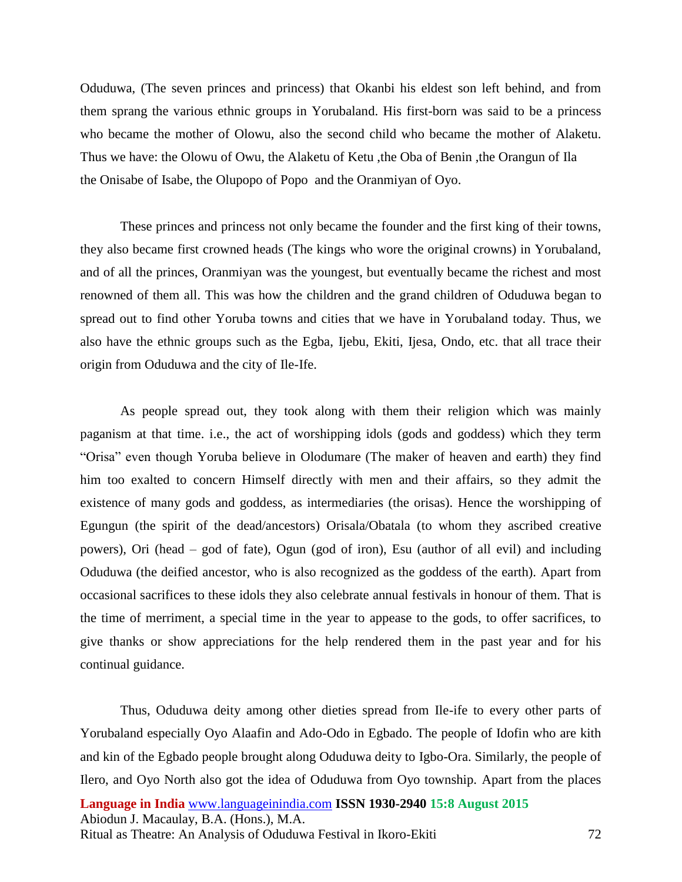Oduduwa, (The seven princes and princess) that Okanbi his eldest son left behind, and from them sprang the various ethnic groups in Yorubaland. His first-born was said to be a princess who became the mother of Olowu, also the second child who became the mother of Alaketu. Thus we have: the Olowu of Owu, the Alaketu of Ketu ,the Oba of Benin ,the Orangun of Ila the Onisabe of Isabe, the Olupopo of Popo  and the Oranmiyan of Oyo.

These princes and princess not only became the founder and the first king of their towns, they also became first crowned heads (The kings who wore the original crowns) in Yorubaland, and of all the princes, Oranmiyan was the youngest, but eventually became the richest and most renowned of them all. This was how the children and the grand children of Oduduwa began to spread out to find other Yoruba towns and cities that we have in Yorubaland today. Thus, we also have the ethnic groups such as the Egba, Ijebu, Ekiti, Ijesa, Ondo, etc. that all trace their origin from Oduduwa and the city of Ile-Ife.

As people spread out, they took along with them their religion which was mainly paganism at that time. i.e., the act of worshipping idols (gods and goddess) which they term "Orisa" even though Yoruba believe in Olodumare (The maker of heaven and earth) they find him too exalted to concern Himself directly with men and their affairs, so they admit the existence of many gods and goddess, as intermediaries (the orisas). Hence the worshipping of Egungun (the spirit of the dead/ancestors) Orisala/Obatala (to whom they ascribed creative powers), Ori (head – god of fate), Ogun (god of iron), Esu (author of all evil) and including Oduduwa (the deified ancestor, who is also recognized as the goddess of the earth). Apart from occasional sacrifices to these idols they also celebrate annual festivals in honour of them. That is the time of merriment, a special time in the year to appease to the gods, to offer sacrifices, to give thanks or show appreciations for the help rendered them in the past year and for his continual guidance.

Thus, Oduduwa deity among other dieties spread from Ile-ife to every other parts of Yorubaland especially Oyo Alaafin and Ado-Odo in Egbado. The people of Idofin who are kith and kin of the Egbado people brought along Oduduwa deity to Igbo-Ora. Similarly, the people of Ilero, and Oyo North also got the idea of Oduduwa from Oyo township. Apart from the places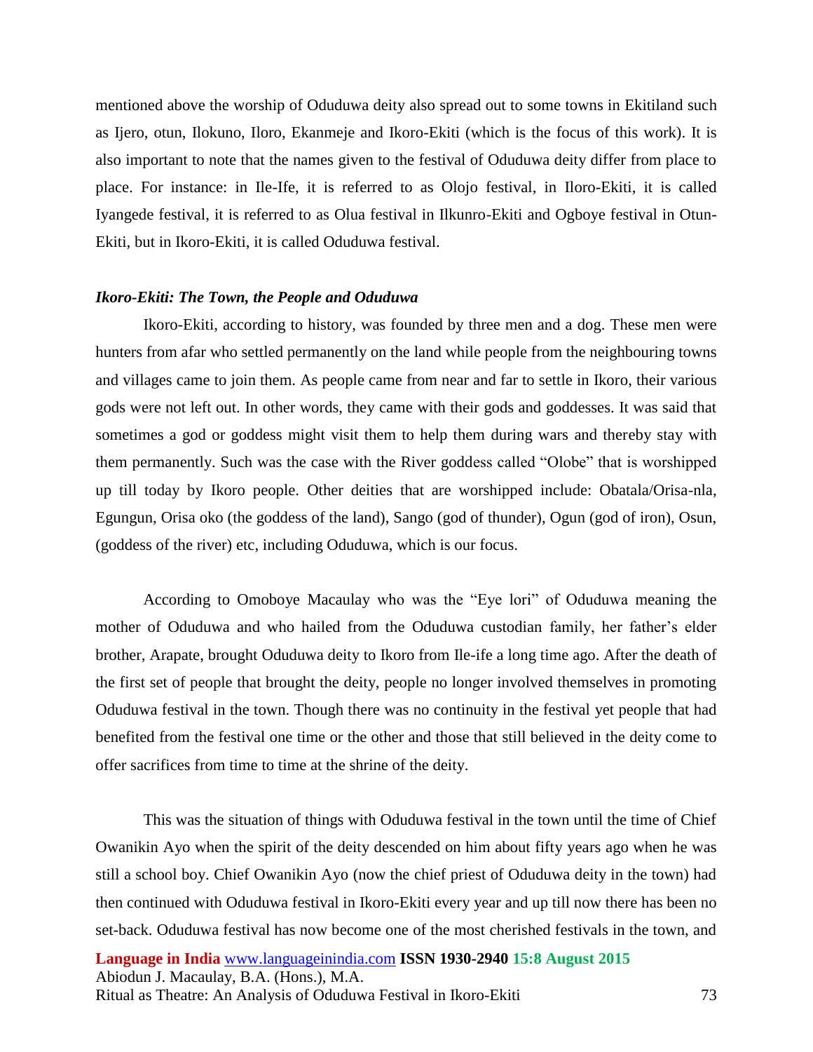mentioned above the worship of Oduduwa deity also spread out to some towns in Ekitiland such as Ijero, otun, Ilokuno, Iloro, Ekanmeje and Ikoro-Ekiti (which is the focus of this work). It is also important to note that the names given to the festival of Oduduwa deity differ from place to place. For instance: in Ile-Ife, it is referred to as Olojo festival, in Iloro-Ekiti, it is called Iyangede festival, it is referred to as Olua festival in Ilkunro-Ekiti and Ogboye festival in Otun-Ekiti, but in Ikoro-Ekiti, it is called Oduduwa festival.

***Ikoro-Ekiti: The Town, the People and Oduduwa***

Ikoro-Ekiti, according to history, was founded by three men and a dog. These men were hunters from afar who settled permanently on the land while people from the neighbouring towns and villages came to join them. As people came from near and far to settle in Ikoro, their various gods were not left out. In other words, they came with their gods and goddesses. It was said that sometimes a god or goddess might visit them to help them during wars and thereby stay with them permanently. Such was the case with the River goddess called "Olobe" that is worshipped up till today by Ikoro people. Other deities that are worshipped include: Obatala/Orisa-nla, Egungun, Orisa oko (the goddess of the land), Sango (god of thunder), Ogun (god of iron), Osun, (goddess of the river) etc, including Oduduwa, which is our focus.

According to Omoboye Macaulay who was the "Eye lori" of Oduduwa meaning the mother of Oduduwa and who hailed from the Oduduwa custodian family, her father's elder brother, Arapate, brought Oduduwa deity to Ikoro from Ile-ife a long time ago. After the death of the first set of people that brought the deity, people no longer involved themselves in promoting Oduduwa festival in the town. Though there was no continuity in the festival yet people that had benefited from the festival one time or the other and those that still believed in the deity come to offer sacrifices from time to time at the shrine of the deity.

This was the situation of things with Oduduwa festival in the town until the time of Chief Owanikin Ayo when the spirit of the deity descended on him about fifty years ago when he was still a school boy. Chief Owanikin Ayo (now the chief priest of Oduduwa deity in the town) had then continued with Oduduwa festival in Ikoro-Ekiti every year and up till now there has been no set-back. Oduduwa festival has now become one of the most cherished festivals in the town, and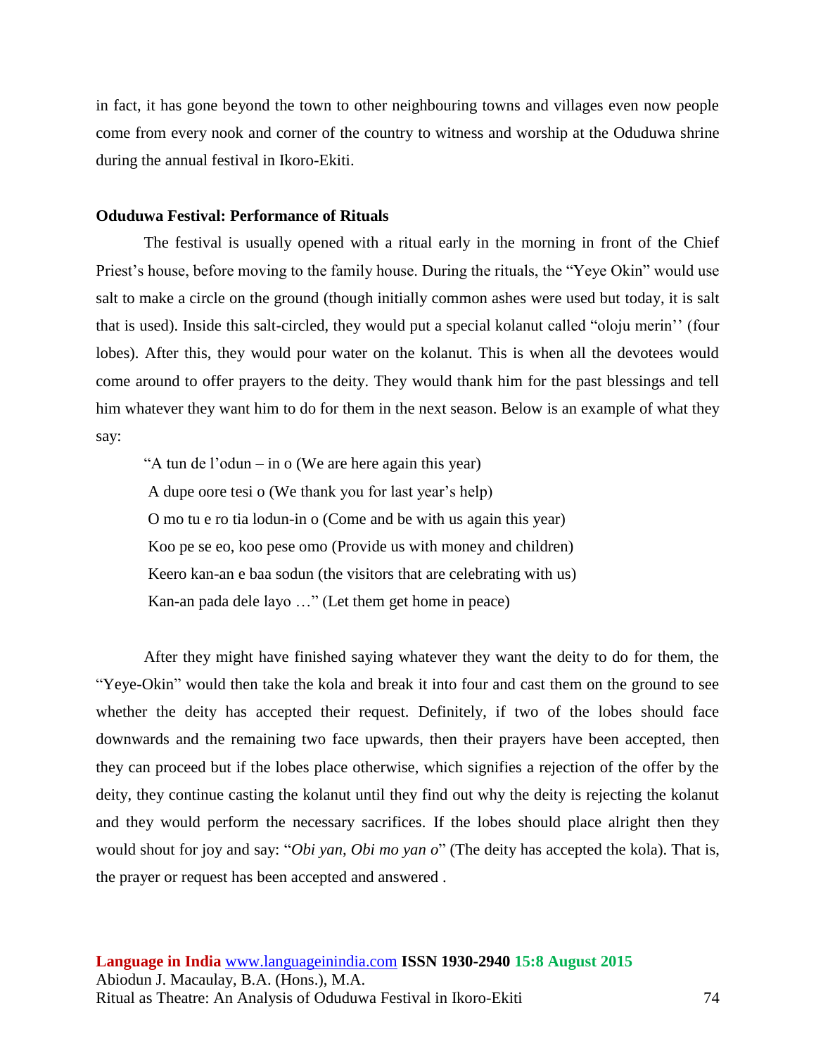in fact, it has gone beyond the town to other neighbouring towns and villages even now people come from every nook and corner of the country to witness and worship at the Oduduwa shrine during the annual festival in Ikoro-Ekiti.

**Oduduwa Festival: Performance of Rituals**

The festival is usually opened with a ritual early in the morning in front of the Chief Priest's house, before moving to the family house. During the rituals, the "Yeye Okin" would use salt to make a circle on the ground (though initially common ashes were used but today, it is salt that is used). Inside this salt-circled, they would put a special kolanut called "oloju merin'' (four lobes). After this, they would pour water on the kolanut. This is when all the devotees would come around to offer prayers to the deity. They would thank him for the past blessings and tell him whatever they want him to do for them in the next season. Below is an example of what they say:

"A tun de l'odun – in o (We are here again this year)  
A dupe oore tesi o (We thank you for last year's help)  
O mo tu e ro tia lodun-in o (Come and be with us again this year)  
Koo pe se eo, koo pese omo (Provide us with money and children)  
Keero kan-an e baa sodun (the visitors that are celebrating with us)  
Kan-an pada dele layo …" (Let them get home in peace)

After they might have finished saying whatever they want the deity to do for them, the "Yeye-Okin" would then take the kola and break it into four and cast them on the ground to see whether the deity has accepted their request. Definitely, if two of the lobes should face downwards and the remaining two face upwards, then their prayers have been accepted, then they can proceed but if the lobes place otherwise, which signifies a rejection of the offer by the deity, they continue casting the kolanut until they find out why the deity is rejecting the kolanut and they would perform the necessary sacrifices. If the lobes should place alright then they would shout for joy and say: "*Obi yan, Obi mo yan o*" (The deity has accepted the kola). That is, the prayer or request has been accepted and answered .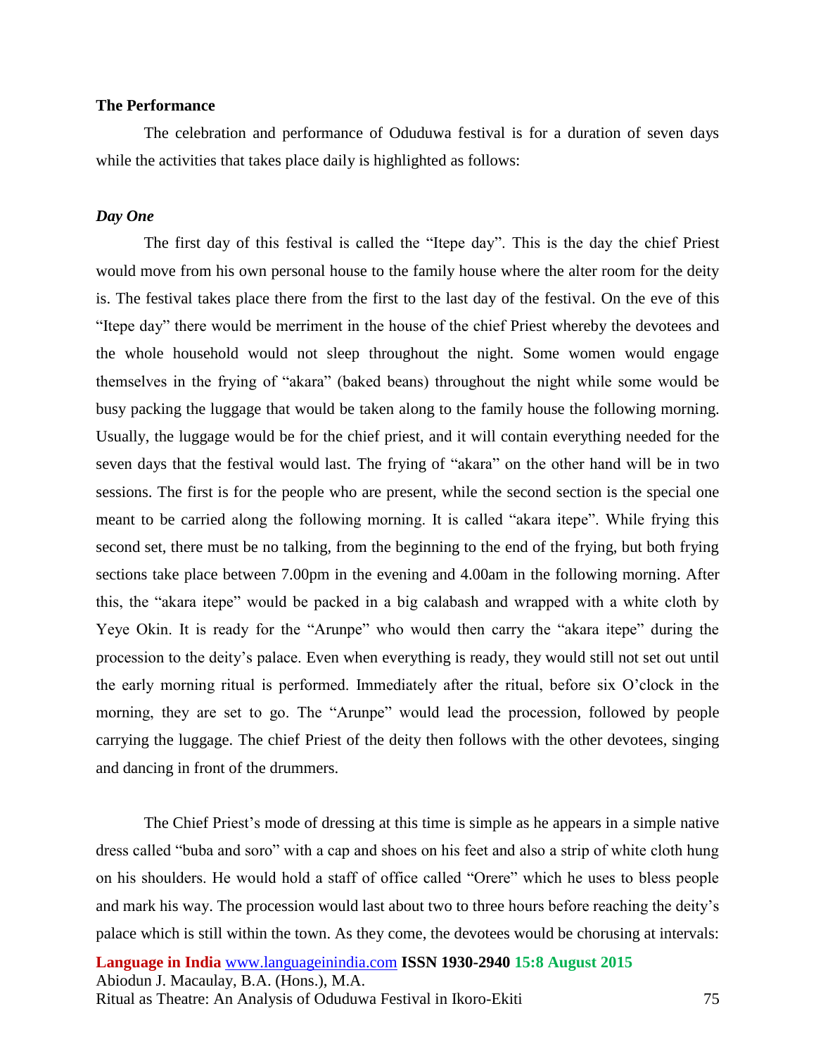### The Performance

The celebration and performance of Oduduwa festival is for a duration of seven days while the activities that takes place daily is highlighted as follows:

#### *Day One*

The first day of this festival is called the "Itepe day". This is the day the chief Priest would move from his own personal house to the family house where the alter room for the deity is. The festival takes place there from the first to the last day of the festival. On the eve of this "Itepe day" there would be merriment in the house of the chief Priest whereby the devotees and the whole household would not sleep throughout the night. Some women would engage themselves in the frying of "akara" (baked beans) throughout the night while some would be busy packing the luggage that would be taken along to the family house the following morning. Usually, the luggage would be for the chief priest, and it will contain everything needed for the seven days that the festival would last. The frying of "akara" on the other hand will be in two sessions. The first is for the people who are present, while the second section is the special one meant to be carried along the following morning. It is called "akara itepe". While frying this second set, there must be no talking, from the beginning to the end of the frying, but both frying sections take place between 7.00pm in the evening and 4.00am in the following morning. After this, the "akara itepe" would be packed in a big calabash and wrapped with a white cloth by Yeye Okin. It is ready for the "Arunpe" who would then carry the "akara itepe" during the procession to the deity's palace. Even when everything is ready, they would still not set out until the early morning ritual is performed. Immediately after the ritual, before six O'clock in the morning, they are set to go. The "Arunpe" would lead the procession, followed by people carrying the luggage. The chief Priest of the deity then follows with the other devotees, singing and dancing in front of the drummers.

The Chief Priest's mode of dressing at this time is simple as he appears in a simple native dress called "buba and soro" with a cap and shoes on his feet and also a strip of white cloth hung on his shoulders. He would hold a staff of office called "Orere" which he uses to bless people and mark his way. The procession would last about two to three hours before reaching the deity's palace which is still within the town. As they come, the devotees would be chorusing at intervals: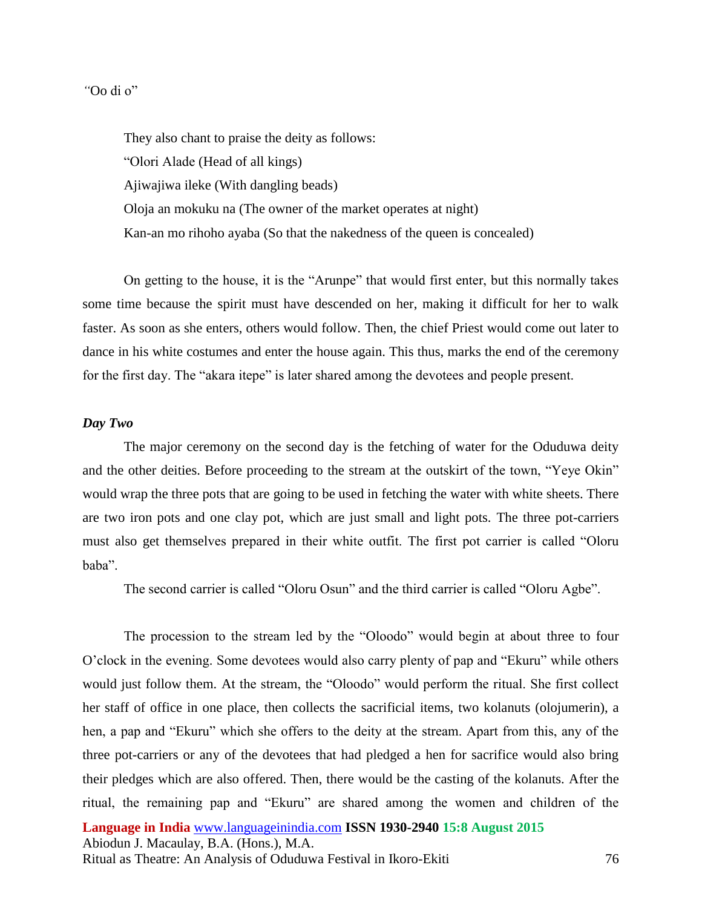"Oo di o"

They also chant to praise the deity as follows:

"Olori Alade (Head of all kings)

Ajiwajiwa ileke (With dangling beads)

Oloja an mokuku na (The owner of the market operates at night)

Kan-an mo rihoho ayaba (So that the nakedness of the queen is concealed)

On getting to the house, it is the "Arunpe" that would first enter, but this normally takes some time because the spirit must have descended on her, making it difficult for her to walk faster. As soon as she enters, others would follow. Then, the chief Priest would come out later to dance in his white costumes and enter the house again. This thus, marks the end of the ceremony for the first day. The "akara itepe" is later shared among the devotees and people present.

***Day Two***

The major ceremony on the second day is the fetching of water for the Oduduwa deity and the other deities. Before proceeding to the stream at the outskirt of the town, "Yeye Okin" would wrap the three pots that are going to be used in fetching the water with white sheets. There are two iron pots and one clay pot, which are just small and light pots. The three pot-carriers must also get themselves prepared in their white outfit. The first pot carrier is called "Oloru baba".

The second carrier is called "Oloru Osun" and the third carrier is called "Oloru Agbe".

The procession to the stream led by the "Oloodo" would begin at about three to four O'clock in the evening. Some devotees would also carry plenty of pap and "Ekuru" while others would just follow them. At the stream, the "Oloodo" would perform the ritual. She first collect her staff of office in one place, then collects the sacrificial items, two kolanuts (olojumerin), a hen, a pap and "Ekuru" which she offers to the deity at the stream. Apart from this, any of the three pot-carriers or any of the devotees that had pledged a hen for sacrifice would also bring their pledges which are also offered. Then, there would be the casting of the kolanuts. After the ritual, the remaining pap and "Ekuru" are shared among the women and children of the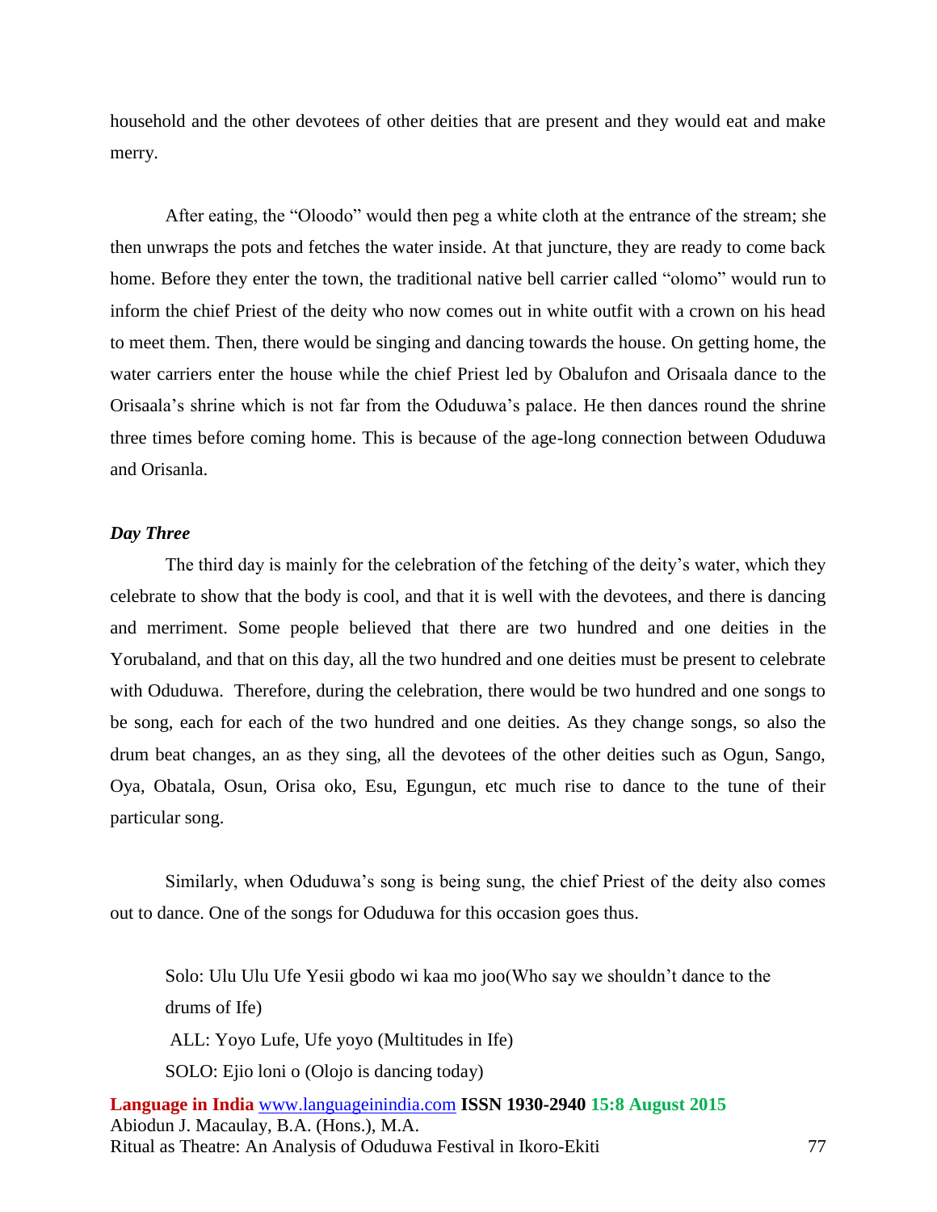household and the other devotees of other deities that are present and they would eat and make merry.

After eating, the "Oloodo" would then peg a white cloth at the entrance of the stream; she then unwraps the pots and fetches the water inside. At that juncture, they are ready to come back home. Before they enter the town, the traditional native bell carrier called "olomo" would run to inform the chief Priest of the deity who now comes out in white outfit with a crown on his head to meet them. Then, there would be singing and dancing towards the house. On getting home, the water carriers enter the house while the chief Priest led by Obalufon and Orisaala dance to the Orisaala's shrine which is not far from the Oduduwa's palace. He then dances round the shrine three times before coming home. This is because of the age-long connection between Oduduwa and Orisanla.

***Day Three***

The third day is mainly for the celebration of the fetching of the deity's water, which they celebrate to show that the body is cool, and that it is well with the devotees, and there is dancing and merriment. Some people believed that there are two hundred and one deities in the Yorubaland, and that on this day, all the two hundred and one deities must be present to celebrate with Oduduwa. Therefore, during the celebration, there would be two hundred and one songs to be song, each for each of the two hundred and one deities. As they change songs, so also the drum beat changes, an as they sing, all the devotees of the other deities such as Ogun, Sango, Oya, Obatala, Osun, Orisa oko, Esu, Egungun, etc much rise to dance to the tune of their particular song.

Similarly, when Oduduwa's song is being sung, the chief Priest of the deity also comes out to dance. One of the songs for Oduduwa for this occasion goes thus.

Solo: Ulu Ulu Ufe Yesii gbodo wi kaa mo joo(Who say we shouldn't dance to the drums of Ife)

ALL: Yoyo Lufe, Ufe yoyo (Multitudes in Ife)

SOLO: Ejio loni o (Olojo is dancing today)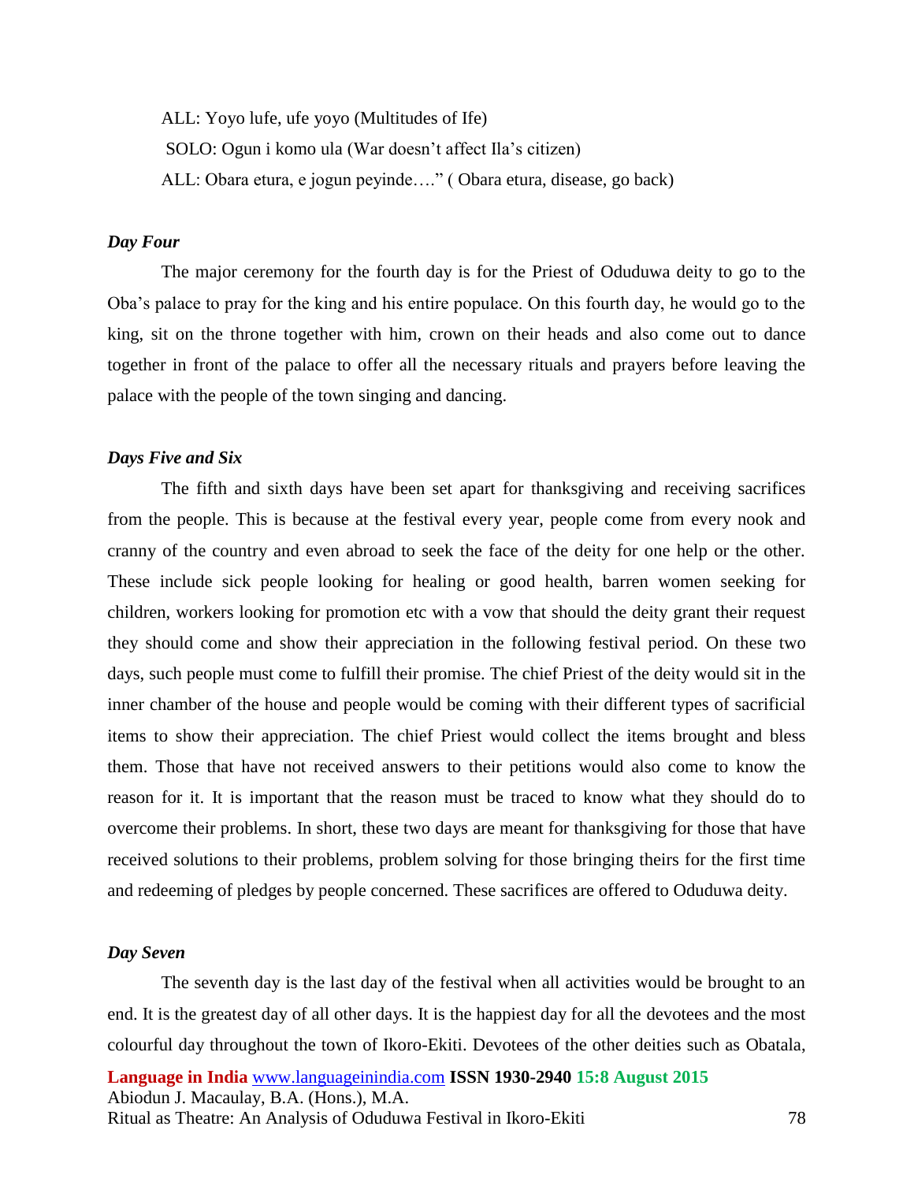ALL: Yoyo lufe, ufe yoyo (Multitudes of Ife)

SOLO: Ogun i komo ula (War doesn't affect Ila's citizen)

ALL: Obara etura, e jogun peyinde…." ( Obara etura, disease, go back)

### *Day Four*

The major ceremony for the fourth day is for the Priest of Oduduwa deity to go to the Oba's palace to pray for the king and his entire populace. On this fourth day, he would go to the king, sit on the throne together with him, crown on their heads and also come out to dance together in front of the palace to offer all the necessary rituals and prayers before leaving the palace with the people of the town singing and dancing.

### *Days Five and Six*

The fifth and sixth days have been set apart for thanksgiving and receiving sacrifices from the people. This is because at the festival every year, people come from every nook and cranny of the country and even abroad to seek the face of the deity for one help or the other. These include sick people looking for healing or good health, barren women seeking for children, workers looking for promotion etc with a vow that should the deity grant their request they should come and show their appreciation in the following festival period. On these two days, such people must come to fulfill their promise. The chief Priest of the deity would sit in the inner chamber of the house and people would be coming with their different types of sacrificial items to show their appreciation. The chief Priest would collect the items brought and bless them. Those that have not received answers to their petitions would also come to know the reason for it. It is important that the reason must be traced to know what they should do to overcome their problems. In short, these two days are meant for thanksgiving for those that have received solutions to their problems, problem solving for those bringing theirs for the first time and redeeming of pledges by people concerned. These sacrifices are offered to Oduduwa deity.

### *Day Seven*

The seventh day is the last day of the festival when all activities would be brought to an end. It is the greatest day of all other days. It is the happiest day for all the devotees and the most colourful day throughout the town of Ikoro-Ekiti. Devotees of the other deities such as Obatala,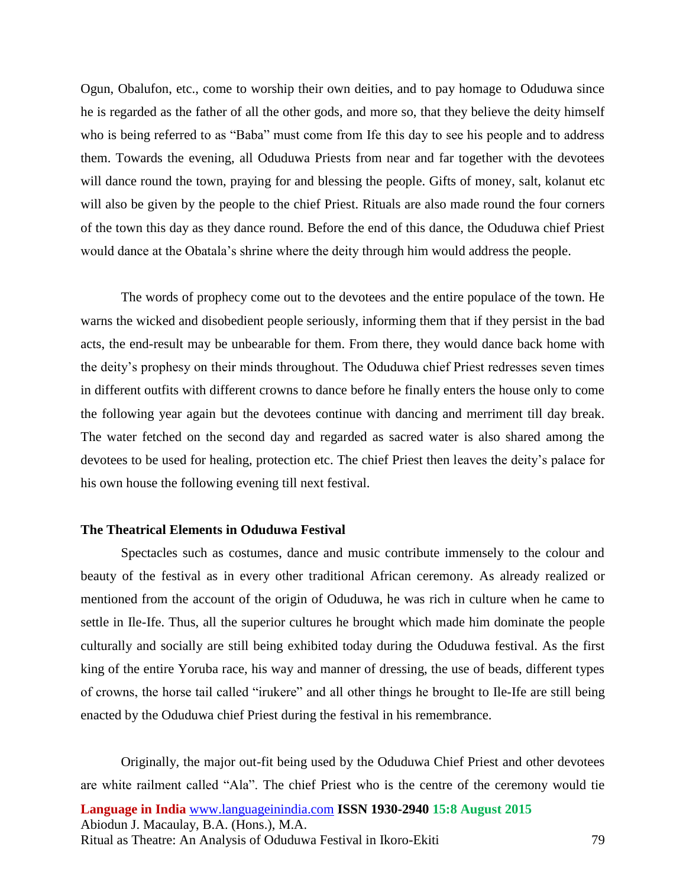Ogun, Obalufon, etc., come to worship their own deities, and to pay homage to Oduduwa since he is regarded as the father of all the other gods, and more so, that they believe the deity himself who is being referred to as "Baba" must come from Ife this day to see his people and to address them. Towards the evening, all Oduduwa Priests from near and far together with the devotees will dance round the town, praying for and blessing the people. Gifts of money, salt, kolanut etc will also be given by the people to the chief Priest. Rituals are also made round the four corners of the town this day as they dance round. Before the end of this dance, the Oduduwa chief Priest would dance at the Obatala's shrine where the deity through him would address the people.

The words of prophecy come out to the devotees and the entire populace of the town. He warns the wicked and disobedient people seriously, informing them that if they persist in the bad acts, the end-result may be unbearable for them. From there, they would dance back home with the deity's prophesy on their minds throughout. The Oduduwa chief Priest redresses seven times in different outfits with different crowns to dance before he finally enters the house only to come the following year again but the devotees continue with dancing and merriment till day break. The water fetched on the second day and regarded as sacred water is also shared among the devotees to be used for healing, protection etc. The chief Priest then leaves the deity's palace for his own house the following evening till next festival.

**The Theatrical Elements in Oduduwa Festival**

Spectacles such as costumes, dance and music contribute immensely to the colour and beauty of the festival as in every other traditional African ceremony. As already realized or mentioned from the account of the origin of Oduduwa, he was rich in culture when he came to settle in Ile-Ife. Thus, all the superior cultures he brought which made him dominate the people culturally and socially are still being exhibited today during the Oduduwa festival. As the first king of the entire Yoruba race, his way and manner of dressing, the use of beads, different types of crowns, the horse tail called "irukere" and all other things he brought to Ile-Ife are still being enacted by the Oduduwa chief Priest during the festival in his remembrance.

Originally, the major out-fit being used by the Oduduwa Chief Priest and other devotees are white railment called "Ala". The chief Priest who is the centre of the ceremony would tie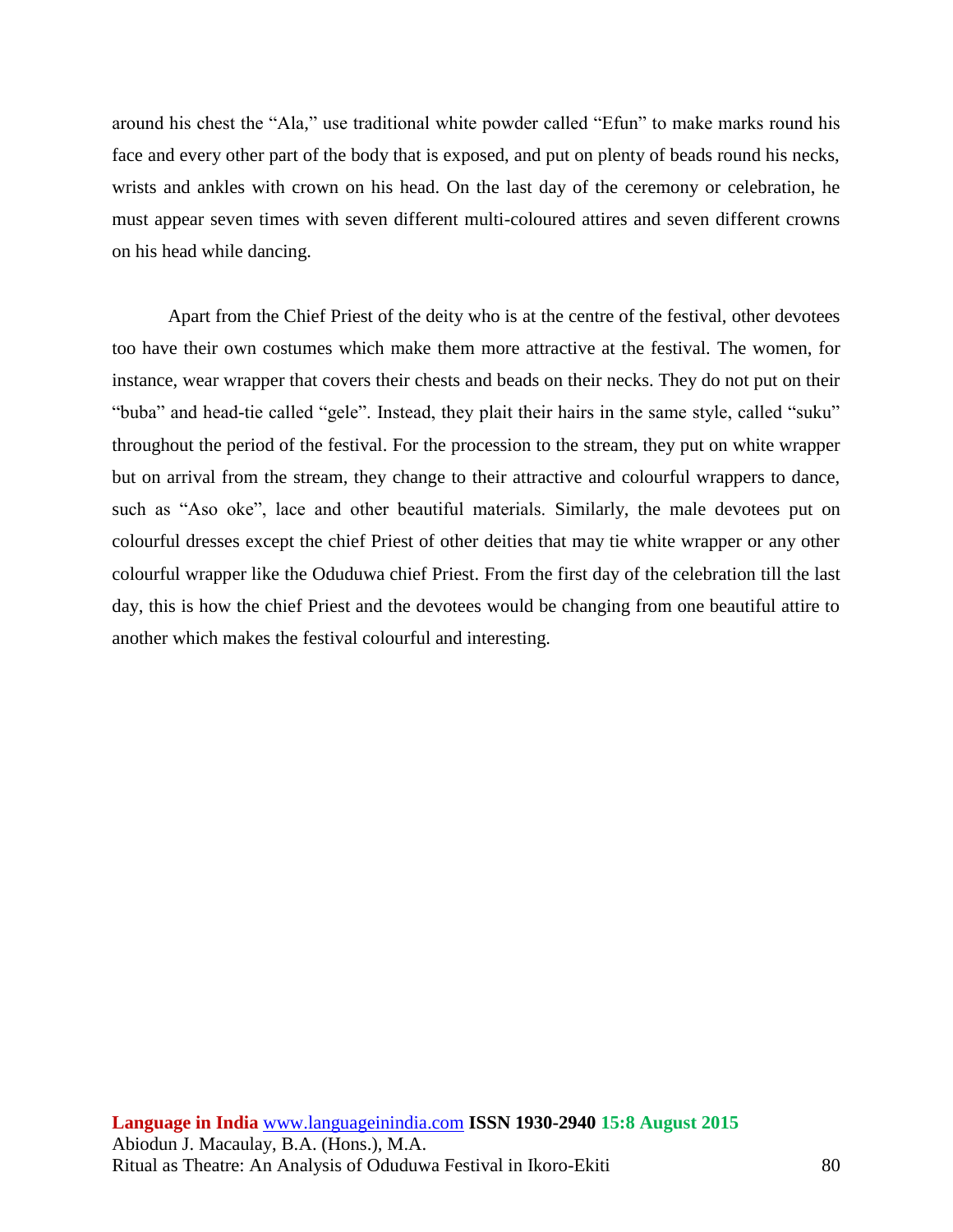around his chest the "Ala," use traditional white powder called "Efun" to make marks round his face and every other part of the body that is exposed, and put on plenty of beads round his necks, wrists and ankles with crown on his head. On the last day of the ceremony or celebration, he must appear seven times with seven different multi-coloured attires and seven different crowns on his head while dancing.

Apart from the Chief Priest of the deity who is at the centre of the festival, other devotees too have their own costumes which make them more attractive at the festival. The women, for instance, wear wrapper that covers their chests and beads on their necks. They do not put on their "buba" and head-tie called "gele". Instead, they plait their hairs in the same style, called "suku" throughout the period of the festival. For the procession to the stream, they put on white wrapper but on arrival from the stream, they change to their attractive and colourful wrappers to dance, such as "Aso oke", lace and other beautiful materials. Similarly, the male devotees put on colourful dresses except the chief Priest of other deities that may tie white wrapper or any other colourful wrapper like the Oduduwa chief Priest. From the first day of the celebration till the last day, this is how the chief Priest and the devotees would be changing from one beautiful attire to another which makes the festival colourful and interesting.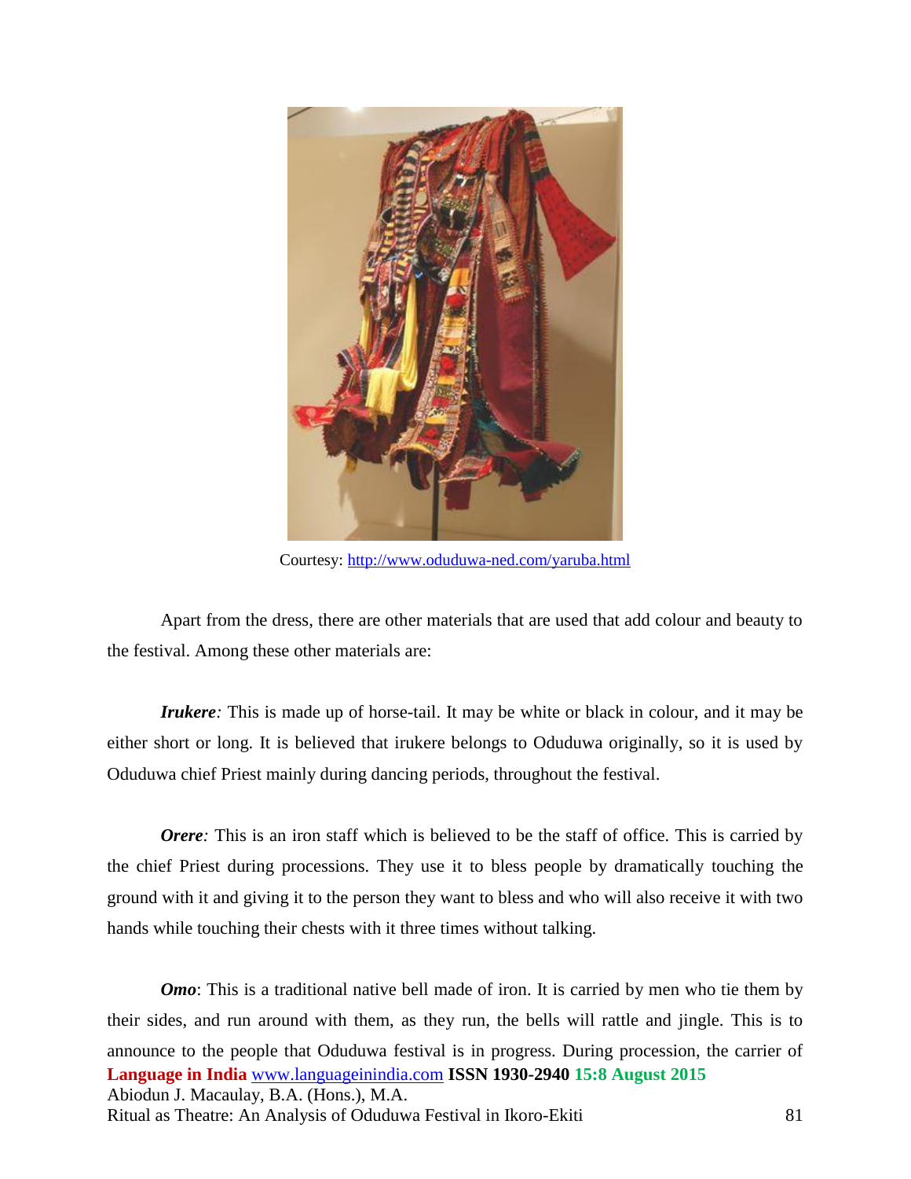Courtesy: http://www.oduduwa-ned.com/yaruba.html

Apart from the dress, there are other materials that are used that add colour and beauty to the festival. Among these other materials are:

***Irukere:*** This is made up of horse-tail. It may be white or black in colour, and it may be either short or long. It is believed that irukere belongs to Oduduwa originally, so it is used by Oduduwa chief Priest mainly during dancing periods, throughout the festival.

***Orere:*** This is an iron staff which is believed to be the staff of office. This is carried by the chief Priest during processions. They use it to bless people by dramatically touching the ground with it and giving it to the person they want to bless and who will also receive it with two hands while touching their chests with it three times without talking.

***Omo***: This is a traditional native bell made of iron. It is carried by men who tie them by their sides, and run around with them, as they run, the bells will rattle and jingle. This is to announce to the people that Oduduwa festival is in progress. During procession, the carrier of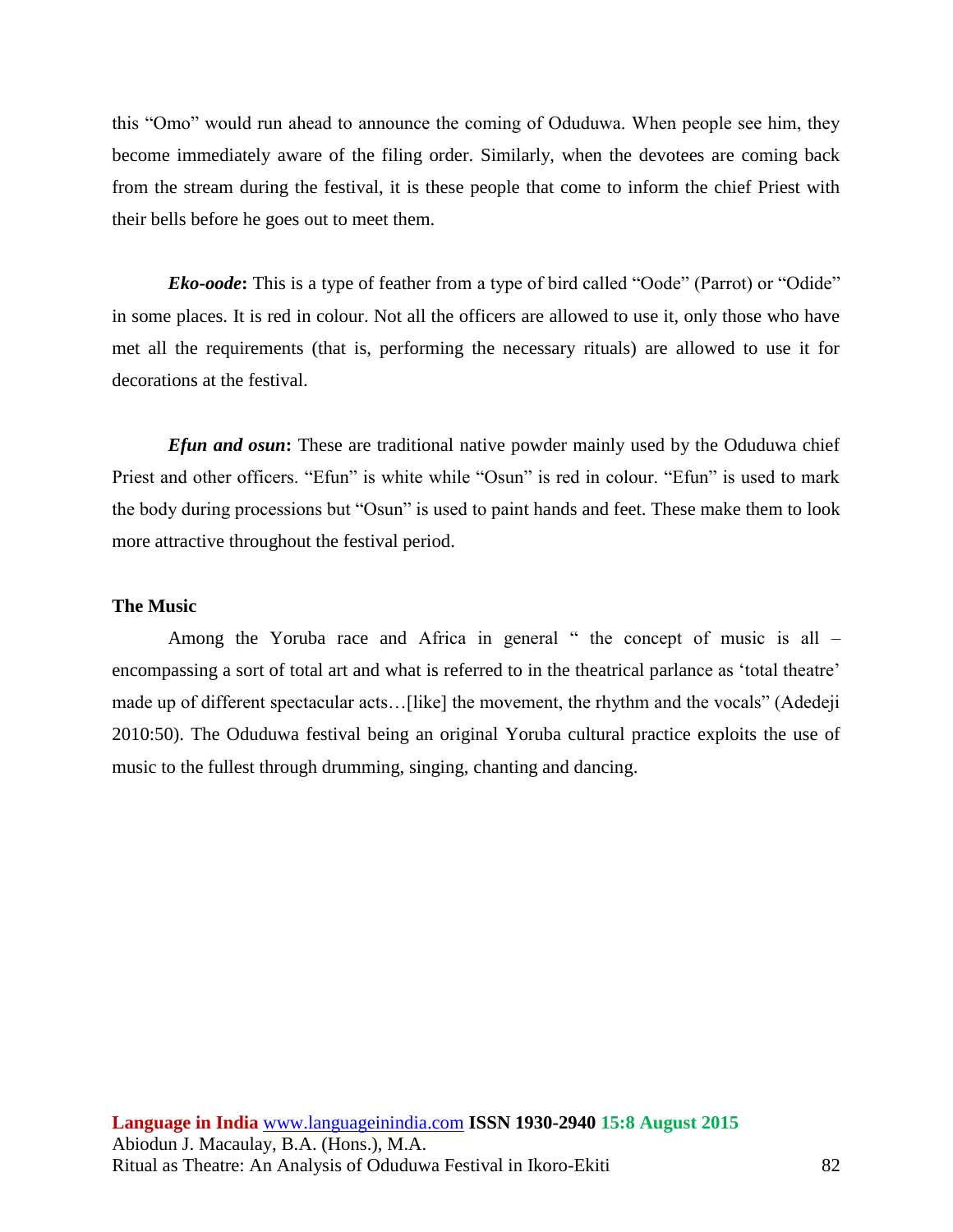this "Omo" would run ahead to announce the coming of Oduduwa. When people see him, they become immediately aware of the filing order. Similarly, when the devotees are coming back from the stream during the festival, it is these people that come to inform the chief Priest with their bells before he goes out to meet them.

***Eko-oode*:** This is a type of feather from a type of bird called "Oode" (Parrot) or "Odide" in some places. It is red in colour. Not all the officers are allowed to use it, only those who have met all the requirements (that is, performing the necessary rituals) are allowed to use it for decorations at the festival.

***Efun and osun*:** These are traditional native powder mainly used by the Oduduwa chief Priest and other officers. "Efun" is white while "Osun" is red in colour. "Efun" is used to mark the body during processions but "Osun" is used to paint hands and feet. These make them to look more attractive throughout the festival period.

**The Music**

Among the Yoruba race and Africa in general " the concept of music is all – encompassing a sort of total art and what is referred to in the theatrical parlance as 'total theatre' made up of different spectacular acts…[like] the movement, the rhythm and the vocals" (Adedeji 2010:50). The Oduduwa festival being an original Yoruba cultural practice exploits the use of music to the fullest through drumming, singing, chanting and dancing.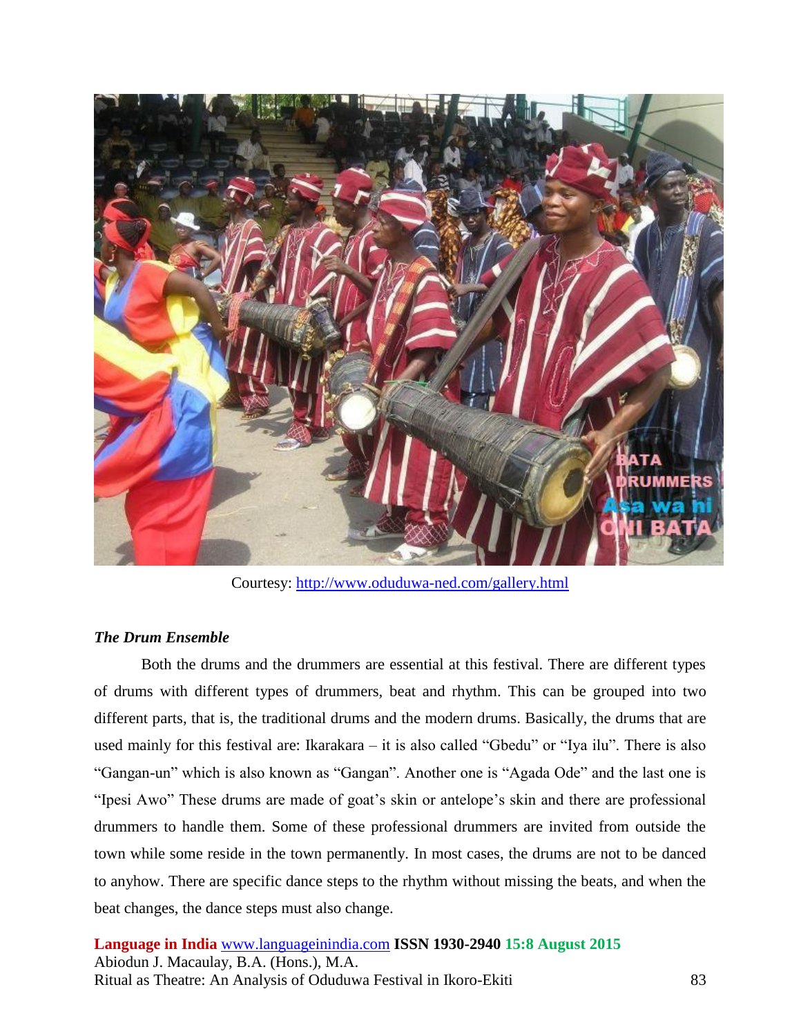Courtesy: http://www.oduduwa-ned.com/gallery.html

### *The Drum Ensemble*

Both the drums and the drummers are essential at this festival. There are different types of drums with different types of drummers, beat and rhythm. This can be grouped into two different parts, that is, the traditional drums and the modern drums. Basically, the drums that are used mainly for this festival are: Ikarakara – it is also called "Gbedu" or "Iya ilu". There is also "Gangan-un" which is also known as "Gangan". Another one is "Agada Ode" and the last one is "Ipesi Awo" These drums are made of goat's skin or antelope's skin and there are professional drummers to handle them. Some of these professional drummers are invited from outside the town while some reside in the town permanently. In most cases, the drums are not to be danced to anyhow. There are specific dance steps to the rhythm without missing the beats, and when the beat changes, the dance steps must also change.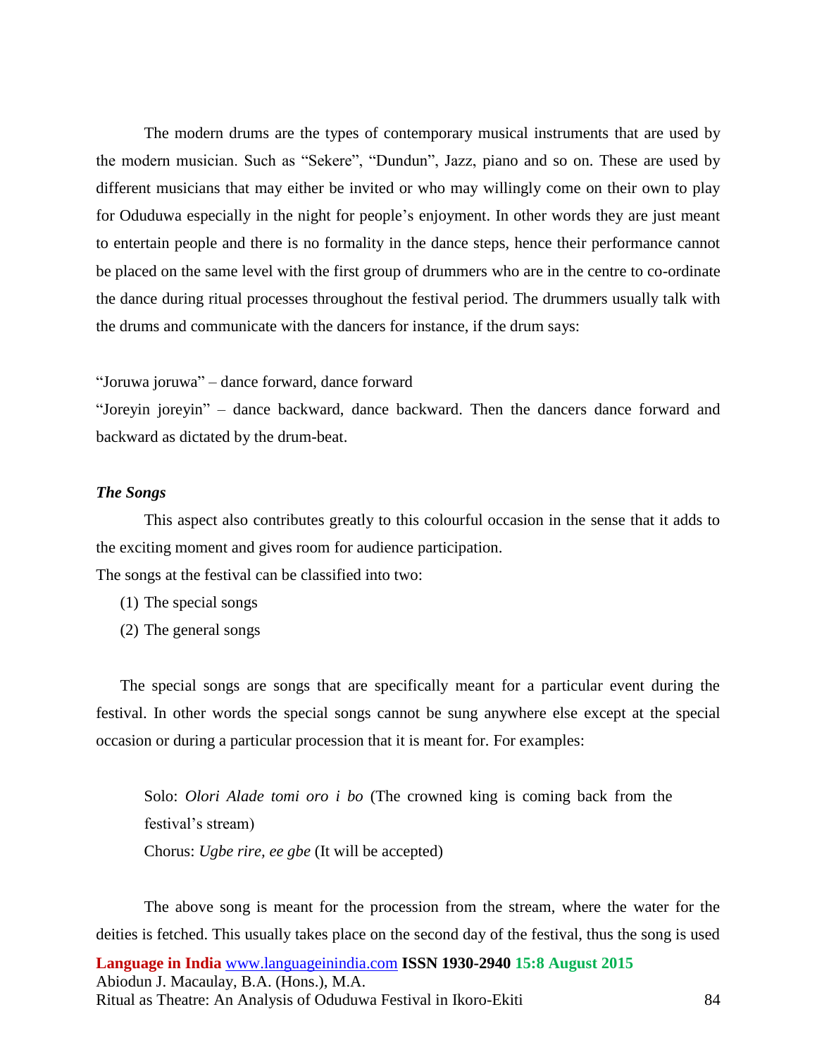The modern drums are the types of contemporary musical instruments that are used by the modern musician. Such as “Sekere”, “Dundun”, Jazz, piano and so on. These are used by different musicians that may either be invited or who may willingly come on their own to play for Oduduwa especially in the night for people’s enjoyment. In other words they are just meant to entertain people and there is no formality in the dance steps, hence their performance cannot be placed on the same level with the first group of drummers who are in the centre to co-ordinate the dance during ritual processes throughout the festival period. The drummers usually talk with the drums and communicate with the dancers for instance, if the drum says:

“Joruwa joruwa” – dance forward, dance forward
“Joreyin joreyin” – dance backward, dance backward. Then the dancers dance forward and backward as dictated by the drum-beat.

***The Songs***

This aspect also contributes greatly to this colourful occasion in the sense that it adds to the exciting moment and gives room for audience participation.
The songs at the festival can be classified into two:

(1) The special songs
(2) The general songs

The special songs are songs that are specifically meant for a particular event during the festival. In other words the special songs cannot be sung anywhere else except at the special occasion or during a particular procession that it is meant for. For examples:

> Solo: *Olori Alade tomi oro i bo* (The crowned king is coming back from the festival’s stream)
> Chorus: *Ugbe rire, ee gbe* (It will be accepted)

The above song is meant for the procession from the stream, where the water for the deities is fetched. This usually takes place on the second day of the festival, thus the song is used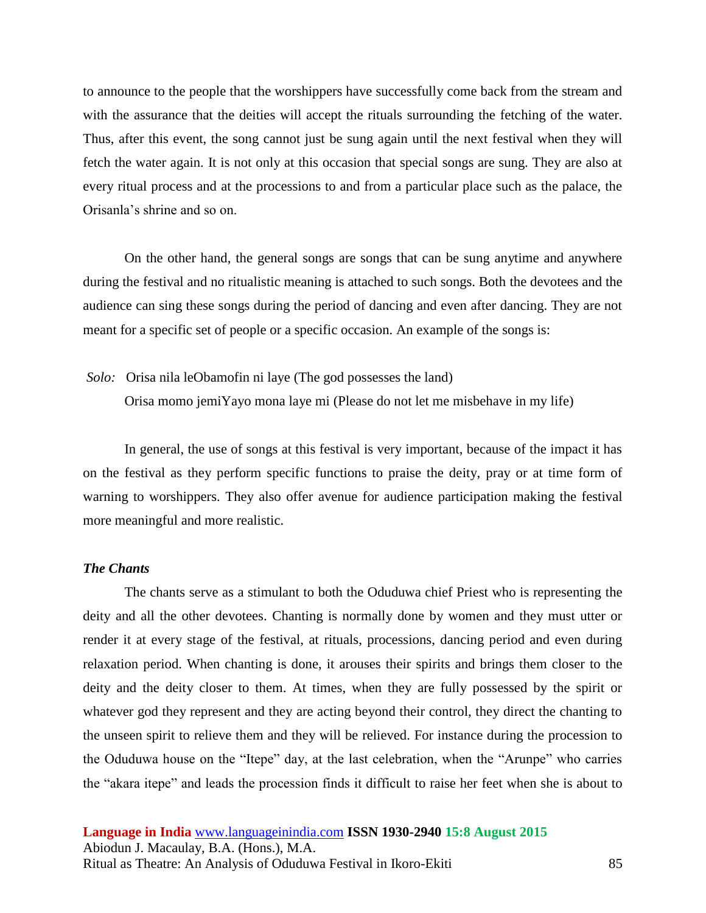to announce to the people that the worshippers have successfully come back from the stream and with the assurance that the deities will accept the rituals surrounding the fetching of the water. Thus, after this event, the song cannot just be sung again until the next festival when they will fetch the water again. It is not only at this occasion that special songs are sung. They are also at every ritual process and at the processions to and from a particular place such as the palace, the Orisanla's shrine and so on.

On the other hand, the general songs are songs that can be sung anytime and anywhere during the festival and no ritualistic meaning is attached to such songs. Both the devotees and the audience can sing these songs during the period of dancing and even after dancing. They are not meant for a specific set of people or a specific occasion. An example of the songs is:

*Solo:* Orisa nila leObamofin ni laye (The god possesses the land)
Orisa momo jemiYayo mona laye mi (Please do not let me misbehave in my life)

In general, the use of songs at this festival is very important, because of the impact it has on the festival as they perform specific functions to praise the deity, pray or at time form of warning to worshippers. They also offer avenue for audience participation making the festival more meaningful and more realistic.

***The Chants***

The chants serve as a stimulant to both the Oduduwa chief Priest who is representing the deity and all the other devotees. Chanting is normally done by women and they must utter or render it at every stage of the festival, at rituals, processions, dancing period and even during relaxation period. When chanting is done, it arouses their spirits and brings them closer to the deity and the deity closer to them. At times, when they are fully possessed by the spirit or whatever god they represent and they are acting beyond their control, they direct the chanting to the unseen spirit to relieve them and they will be relieved. For instance during the procession to the Oduduwa house on the "Itepe" day, at the last celebration, when the "Arunpe" who carries the "akara itepe" and leads the procession finds it difficult to raise her feet when she is about to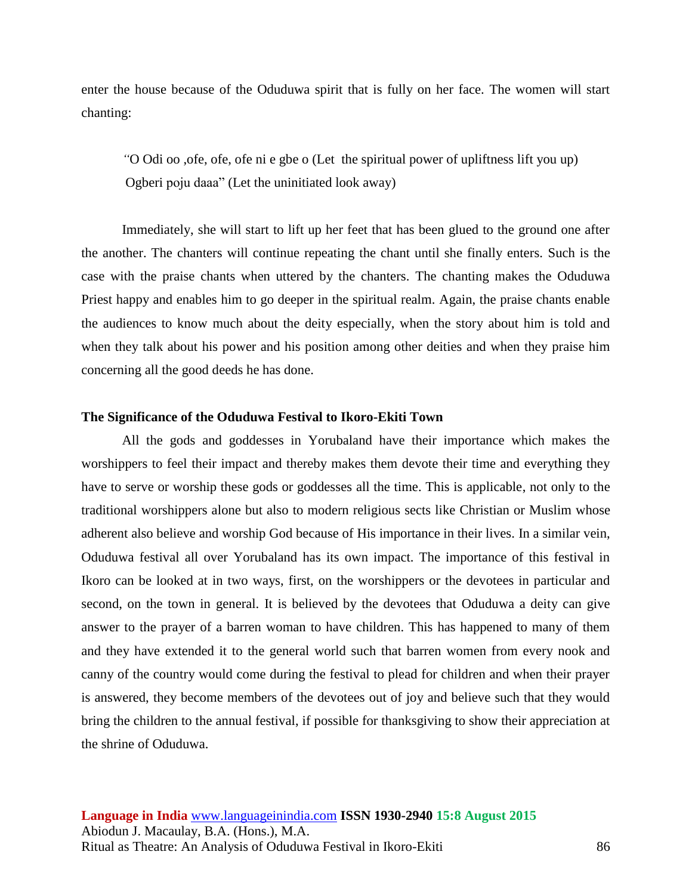enter the house because of the Oduduwa spirit that is fully on her face. The women will start chanting:

> "O Odi oo ,ofe, ofe, ofe ni e gbe o (Let the spiritual power of upliftness lift you up)
> Ogberi poju daaa" (Let the uninitiated look away)

Immediately, she will start to lift up her feet that has been glued to the ground one after the another. The chanters will continue repeating the chant until she finally enters. Such is the case with the praise chants when uttered by the chanters. The chanting makes the Oduduwa Priest happy and enables him to go deeper in the spiritual realm. Again, the praise chants enable the audiences to know much about the deity especially, when the story about him is told and when they talk about his power and his position among other deities and when they praise him concerning all the good deeds he has done.

**The Significance of the Oduduwa Festival to Ikoro-Ekiti Town**

All the gods and goddesses in Yorubaland have their importance which makes the worshippers to feel their impact and thereby makes them devote their time and everything they have to serve or worship these gods or goddesses all the time. This is applicable, not only to the traditional worshippers alone but also to modern religious sects like Christian or Muslim whose adherent also believe and worship God because of His importance in their lives. In a similar vein, Oduduwa festival all over Yorubaland has its own impact. The importance of this festival in Ikoro can be looked at in two ways, first, on the worshippers or the devotees in particular and second, on the town in general. It is believed by the devotees that Oduduwa a deity can give answer to the prayer of a barren woman to have children. This has happened to many of them and they have extended it to the general world such that barren women from every nook and canny of the country would come during the festival to plead for children and when their prayer is answered, they become members of the devotees out of joy and believe such that they would bring the children to the annual festival, if possible for thanksgiving to show their appreciation at the shrine of Oduduwa.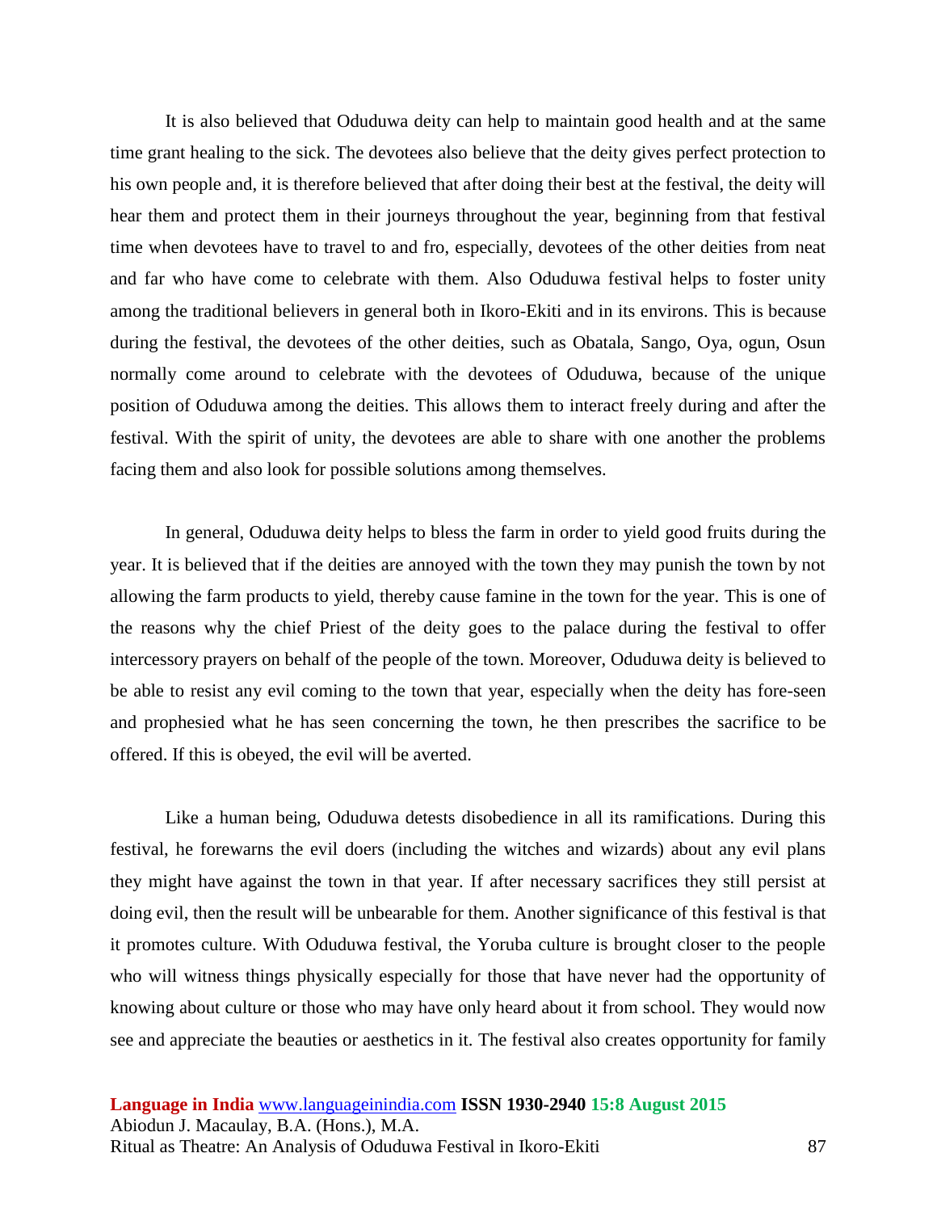It is also believed that Oduduwa deity can help to maintain good health and at the same time grant healing to the sick. The devotees also believe that the deity gives perfect protection to his own people and, it is therefore believed that after doing their best at the festival, the deity will hear them and protect them in their journeys throughout the year, beginning from that festival time when devotees have to travel to and fro, especially, devotees of the other deities from neat and far who have come to celebrate with them. Also Oduduwa festival helps to foster unity among the traditional believers in general both in Ikoro-Ekiti and in its environs. This is because during the festival, the devotees of the other deities, such as Obatala, Sango, Oya, ogun, Osun normally come around to celebrate with the devotees of Oduduwa, because of the unique position of Oduduwa among the deities. This allows them to interact freely during and after the festival. With the spirit of unity, the devotees are able to share with one another the problems facing them and also look for possible solutions among themselves.

In general, Oduduwa deity helps to bless the farm in order to yield good fruits during the year. It is believed that if the deities are annoyed with the town they may punish the town by not allowing the farm products to yield, thereby cause famine in the town for the year. This is one of the reasons why the chief Priest of the deity goes to the palace during the festival to offer intercessory prayers on behalf of the people of the town. Moreover, Oduduwa deity is believed to be able to resist any evil coming to the town that year, especially when the deity has fore-seen and prophesied what he has seen concerning the town, he then prescribes the sacrifice to be offered. If this is obeyed, the evil will be averted.

Like a human being, Oduduwa detests disobedience in all its ramifications. During this festival, he forewarns the evil doers (including the witches and wizards) about any evil plans they might have against the town in that year. If after necessary sacrifices they still persist at doing evil, then the result will be unbearable for them. Another significance of this festival is that it promotes culture. With Oduduwa festival, the Yoruba culture is brought closer to the people who will witness things physically especially for those that have never had the opportunity of knowing about culture or those who may have only heard about it from school. They would now see and appreciate the beauties or aesthetics in it. The festival also creates opportunity for family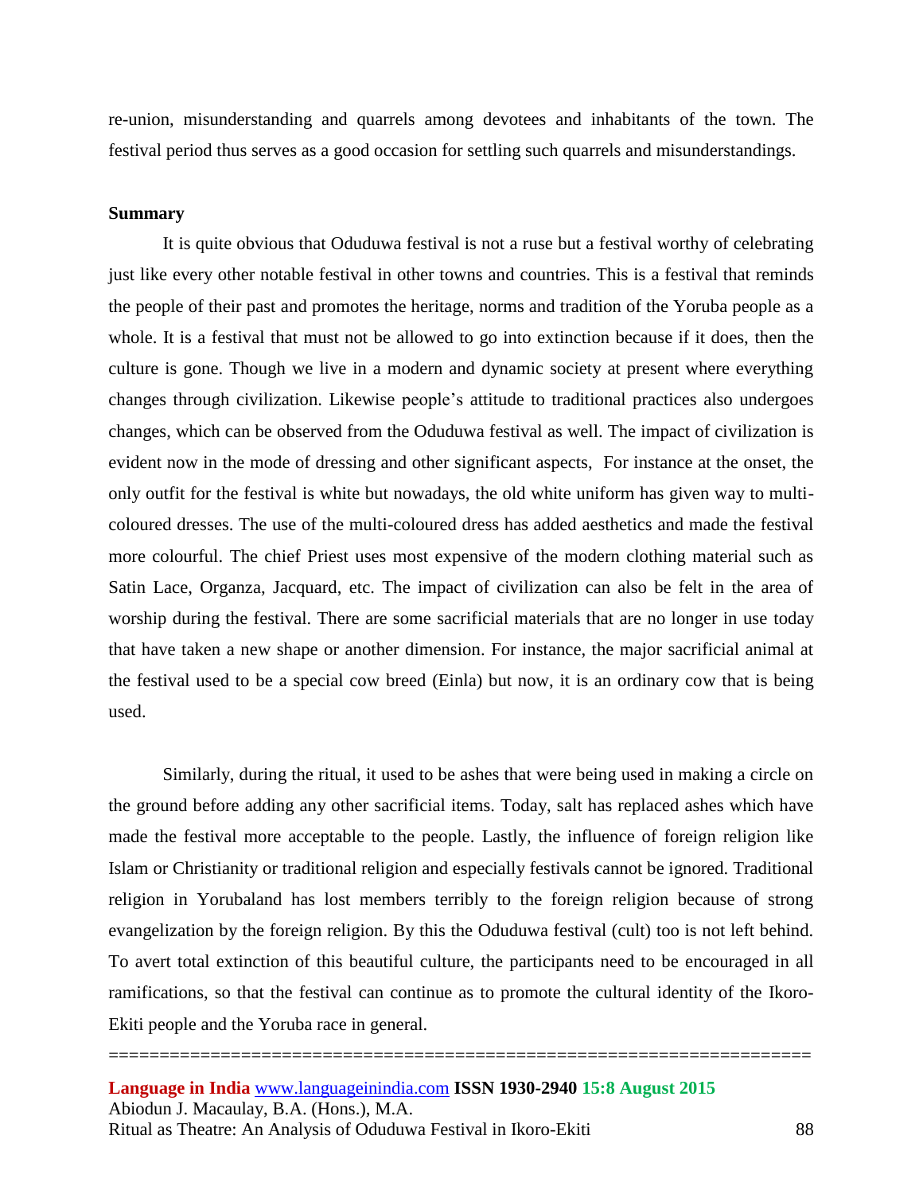re-union, misunderstanding and quarrels among devotees and inhabitants of the town. The festival period thus serves as a good occasion for settling such quarrels and misunderstandings.

**Summary**

It is quite obvious that Oduduwa festival is not a ruse but a festival worthy of celebrating just like every other notable festival in other towns and countries. This is a festival that reminds the people of their past and promotes the heritage, norms and tradition of the Yoruba people as a whole. It is a festival that must not be allowed to go into extinction because if it does, then the culture is gone. Though we live in a modern and dynamic society at present where everything changes through civilization. Likewise people's attitude to traditional practices also undergoes changes, which can be observed from the Oduduwa festival as well. The impact of civilization is evident now in the mode of dressing and other significant aspects, For instance at the onset, the only outfit for the festival is white but nowadays, the old white uniform has given way to multi-coloured dresses. The use of the multi-coloured dress has added aesthetics and made the festival more colourful. The chief Priest uses most expensive of the modern clothing material such as Satin Lace, Organza, Jacquard, etc. The impact of civilization can also be felt in the area of worship during the festival. There are some sacrificial materials that are no longer in use today that have taken a new shape or another dimension. For instance, the major sacrificial animal at the festival used to be a special cow breed (Einla) but now, it is an ordinary cow that is being used.

Similarly, during the ritual, it used to be ashes that were being used in making a circle on the ground before adding any other sacrificial items. Today, salt has replaced ashes which have made the festival more acceptable to the people. Lastly, the influence of foreign religion like Islam or Christianity or traditional religion and especially festivals cannot be ignored. Traditional religion in Yorubaland has lost members terribly to the foreign religion because of strong evangelization by the foreign religion. By this the Oduduwa festival (cult) too is not left behind. To avert total extinction of this beautiful culture, the participants need to be encouraged in all ramifications, so that the festival can continue as to promote the cultural identity of the Ikoro-Ekiti people and the Yoruba race in general.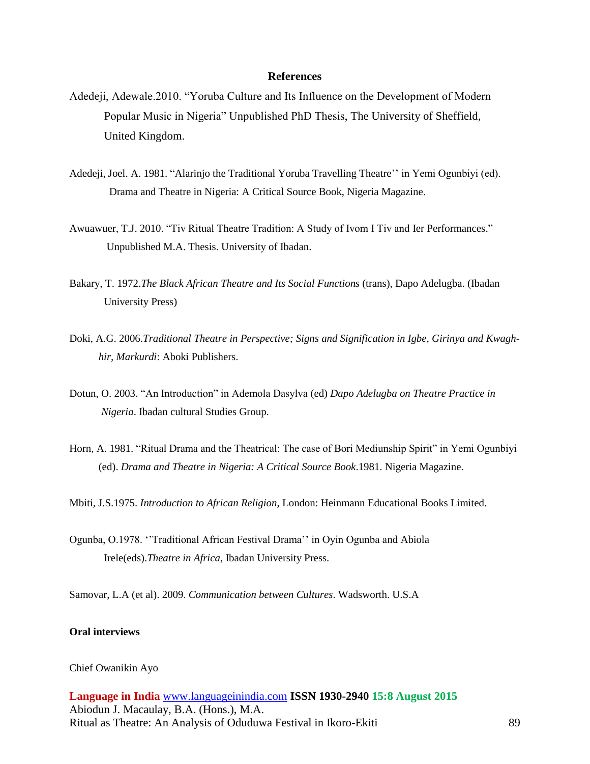## References

Adedeji, Adewale.2010. "Yoruba Culture and Its Influence on the Development of Modern Popular Music in Nigeria" Unpublished PhD Thesis, The University of Sheffield, United Kingdom.

Adedeji, Joel. A. 1981. "Alarinjo the Traditional Yoruba Travelling Theatre'' in Yemi Ogunbiyi (ed). Drama and Theatre in Nigeria: A Critical Source Book, Nigeria Magazine.

Awuawuer, T.J. 2010. "Tiv Ritual Theatre Tradition: A Study of Ivom I Tiv and Ier Performances." Unpublished M.A. Thesis. University of Ibadan.

Bakary, T. 1972.*The Black African Theatre and Its Social Functions* (trans), Dapo Adelugba. (Ibadan University Press)

Doki, A.G. 2006.*Traditional Theatre in Perspective; Signs and Signification in Igbe, Girinya and Kwagh-hir, Markurdi*: Aboki Publishers.

Dotun, O. 2003. "An Introduction" in Ademola Dasylva (ed) *Dapo Adelugba on Theatre Practice in Nigeria*. Ibadan cultural Studies Group.

Horn, A. 1981. "Ritual Drama and the Theatrical: The case of Bori Mediunship Spirit" in Yemi Ogunbiyi (ed). *Drama and Theatre in Nigeria: A Critical Source Book*.1981. Nigeria Magazine.

Mbiti, J.S.1975. *Introduction to African Religion*, London: Heinmann Educational Books Limited.

Ogunba, O.1978. ''Traditional African Festival Drama'' in Oyin Ogunba and Abiola Irele(eds).*Theatre in Africa*, Ibadan University Press.

Samovar, L.A (et al). 2009. *Communication between Cultures*. Wadsworth. U.S.A

**Oral interviews**

Chief Owanikin Ayo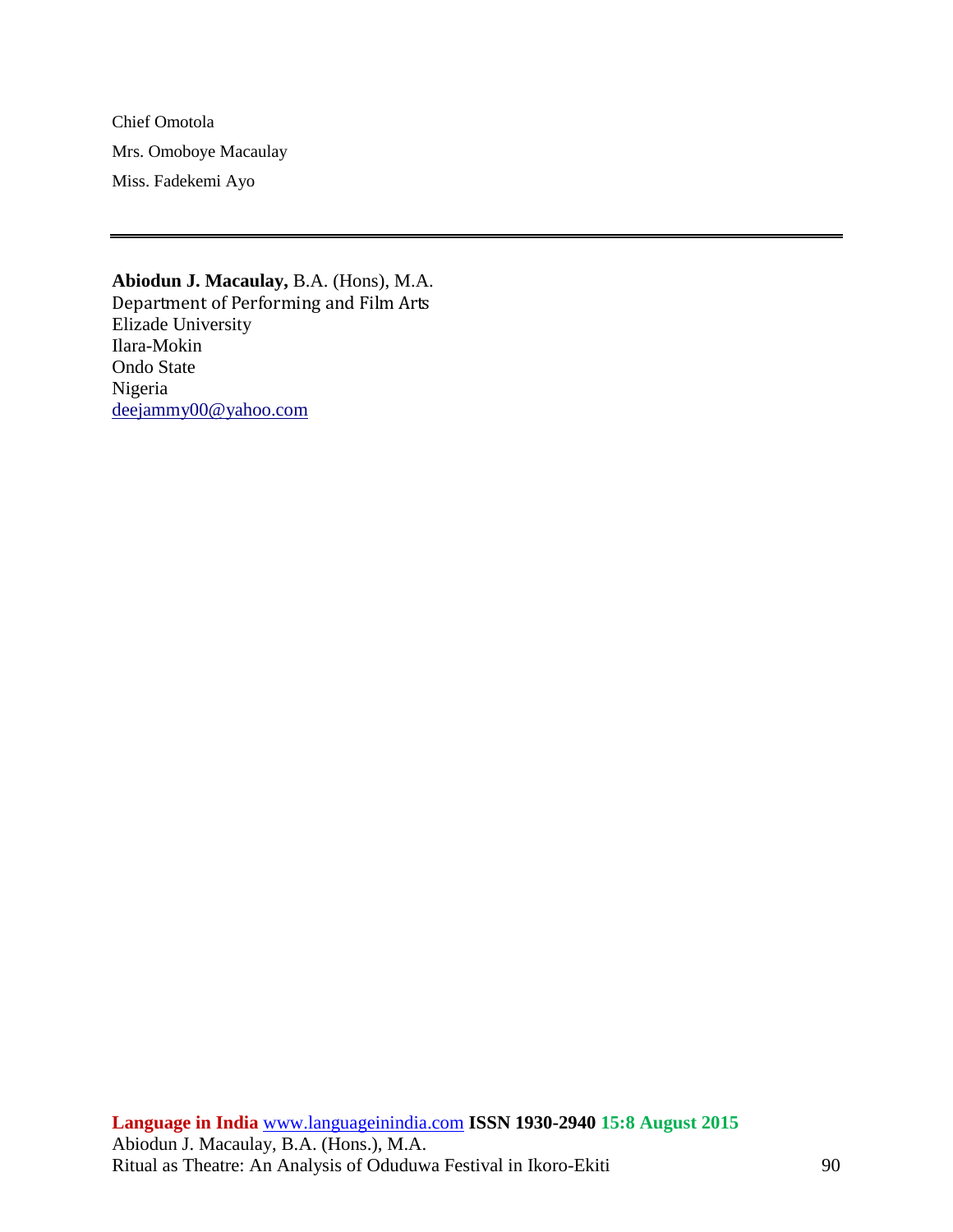Chief Omotola

Mrs. Omoboye Macaulay

Miss. Fadekemi Ayo

---

**Abiodun J. Macaulay,** B.A. (Hons), M.A.
Department of Performing and Film Arts
Elizade University
Ilara-Mokin
Ondo State
Nigeria
deejammy00@yahoo.com